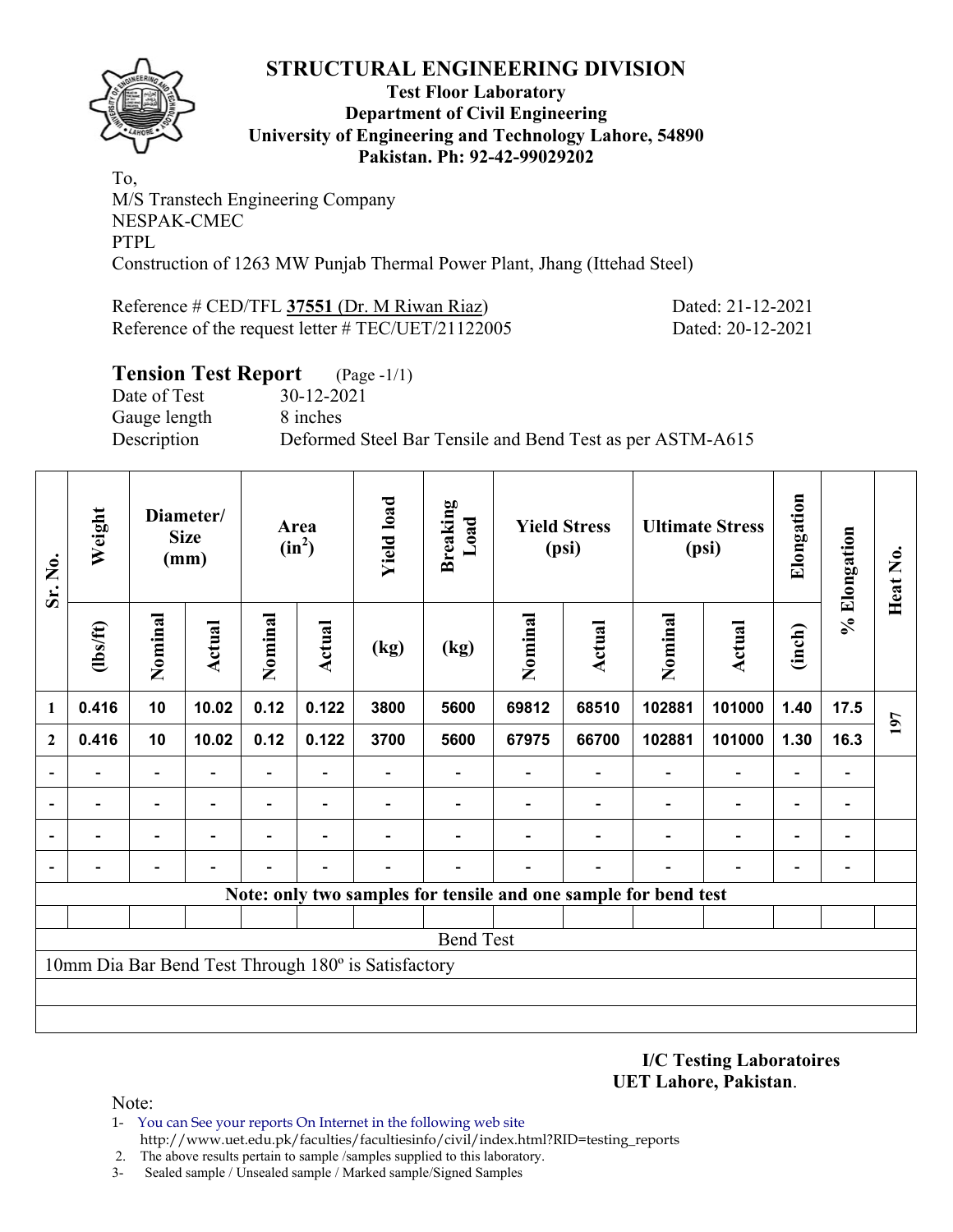# STRUCTURAL ENGINEERING DIVISION

**Test Floor Laboratory**
**Department of Civil Engineering**
**University of Engineering and Technology Lahore, 54890**
**Pakistan. Ph: 92-42-99029202**

To,
M/S Transtech Engineering Company
NESPAK-CMEC
PTPL
Construction of 1263 MW Punjab Thermal Power Plant, Jhang (Ittehad Steel)

Reference # CED/TFL **37551** (Dr. M Riwan Riaz) Dated: 21-12-2021
Reference of the request letter # TEC/UET/21122005 Dated: 20-12-2021

## Tension Test Report (Page -1/1)

Date of Test: 30-12-2021
Gauge length: 8 inches
Description: Deformed Steel Bar Tensile and Bend Test as per ASTM-A615

| Sr. No. | Weight | Diameter/ Size (mm) | | Area ($in^2$) | | Yield load | Breaking Load | Yield Stress (psi) | | Ultimate Stress (psi) | | Elongation | % Elongation | Heat No. |
|---|---|---|---|---|---|---|---|---|---|---|---|---|---|---|
| | (lbs/ft) | Nominal | Actual | Nominal | Actual | (kg) | (kg) | Nominal | Actual | Nominal | Actual | (inch) | | |
| 1 | 0.416 | 10 | 10.02 | 0.12 | 0.122 | 3800 | 5600 | 69812 | 68510 | 102881 | 101000 | 1.40 | 17.5 | 197 |
| 2 | 0.416 | 10 | 10.02 | 0.12 | 0.122 | 3700 | 5600 | 67975 | 66700 | 102881 | 101000 | 1.30 | 16.3 | |
| - | - | - | - | - | - | - | - | - | - | - | - | - | - | |
| - | - | - | - | - | - | - | - | - | - | - | - | - | - | |
| - | - | - | - | - | - | - | - | - | - | - | - | - | - | |
| - | - | - | - | - | - | - | - | - | - | - | - | - | - | |

**Note: only two samples for tensile and one sample for bend test**

Bend Test

10mm Dia Bar Bend Test Through 180º is Satisfactory

**I/C Testing Laboratoires**
**UET Lahore, Pakistan**.

Note:
1- You can See your reports On Internet in the following web site
http://www.uet.edu.pk/faculties/facultiesinfo/civil/index.html?RID=testing_reports
2. The above results pertain to sample /samples supplied to this laboratory.
3- Sealed sample / Unsealed sample / Marked sample/Signed Samples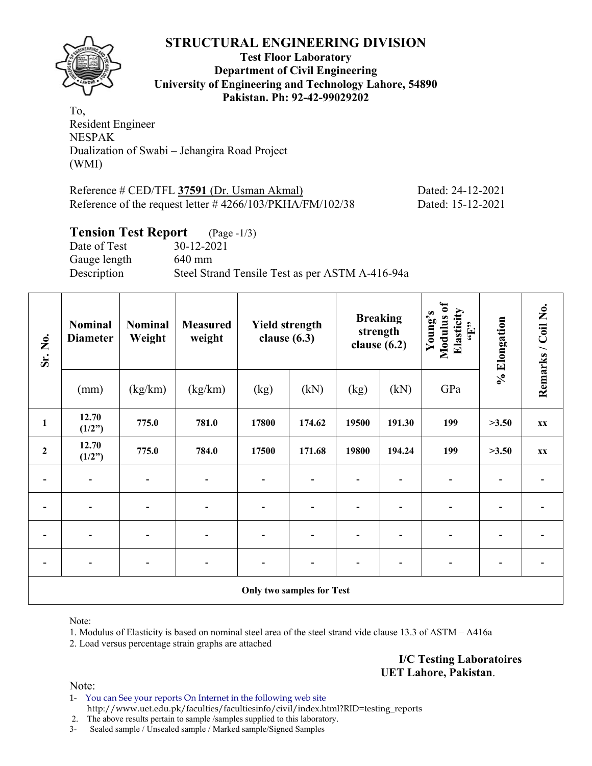# STRUCTURAL ENGINEERING DIVISION

**Test Floor Laboratory**
**Department of Civil Engineering**
**University of Engineering and Technology Lahore, 54890**
**Pakistan. Ph: 92-42-99029202**

To,
Resident Engineer
NESPAK
Dualization of Swabi – Jehangira Road Project
(WMI)

Reference # CED/TFL **37591** (Dr. Usman Akmal) Dated: 24-12-2021
Reference of the request letter # 4266/103/PKHA/FM/102/38 Dated: 15-12-2021

## Tension Test Report (Page -1/3)

Date of Test 30-12-2021
Gauge length 640 mm
Description Steel Strand Tensile Test as per ASTM A-416-94a

| Sr. No. | Nominal Diameter | Nominal Weight | Measured weight | Yield strength clause (6.3) | | Breaking strength clause (6.2) | | Young's Modulus of Elasticity "E" | % Elongation | Remarks / Coil No. |
|---|---|---|---|---|---|---|---|---|---|---|
| | (mm) | (kg/km) | (kg/km) | (kg) | (kN) | (kg) | (kN) | GPa | | |
| **1** | **12.70 (1/2")** | **775.0** | **781.0** | **17800** | **174.62** | **19500** | **191.30** | **199** | **>3.50** | **xx** |
| **2** | **12.70 (1/2")** | **775.0** | **784.0** | **17500** | **171.68** | **19800** | **194.24** | **199** | **>3.50** | **xx** |
| - | - | - | - | - | - | - | - | - | - | - |
| - | - | - | - | - | - | - | - | - | - | - |
| - | - | - | - | - | - | - | - | - | - | - |
| - | - | - | - | - | - | - | - | - | - | - |
| **Only two samples for Test** | | | | | | | | | | |

Note:
1. Modulus of Elasticity is based on nominal steel area of the steel strand vide clause 13.3 of ASTM – A416a
2. Load versus percentage strain graphs are attached

**I/C Testing Laboratoires**
**UET Lahore, Pakistan**.

Note:
1- You can See your reports On Internet in the following web site
http://www.uet.edu.pk/faculties/facultiesinfo/civil/index.html?RID=testing_reports
2. The above results pertain to sample /samples supplied to this laboratory.
3- Sealed sample / Unsealed sample / Marked sample/Signed Samples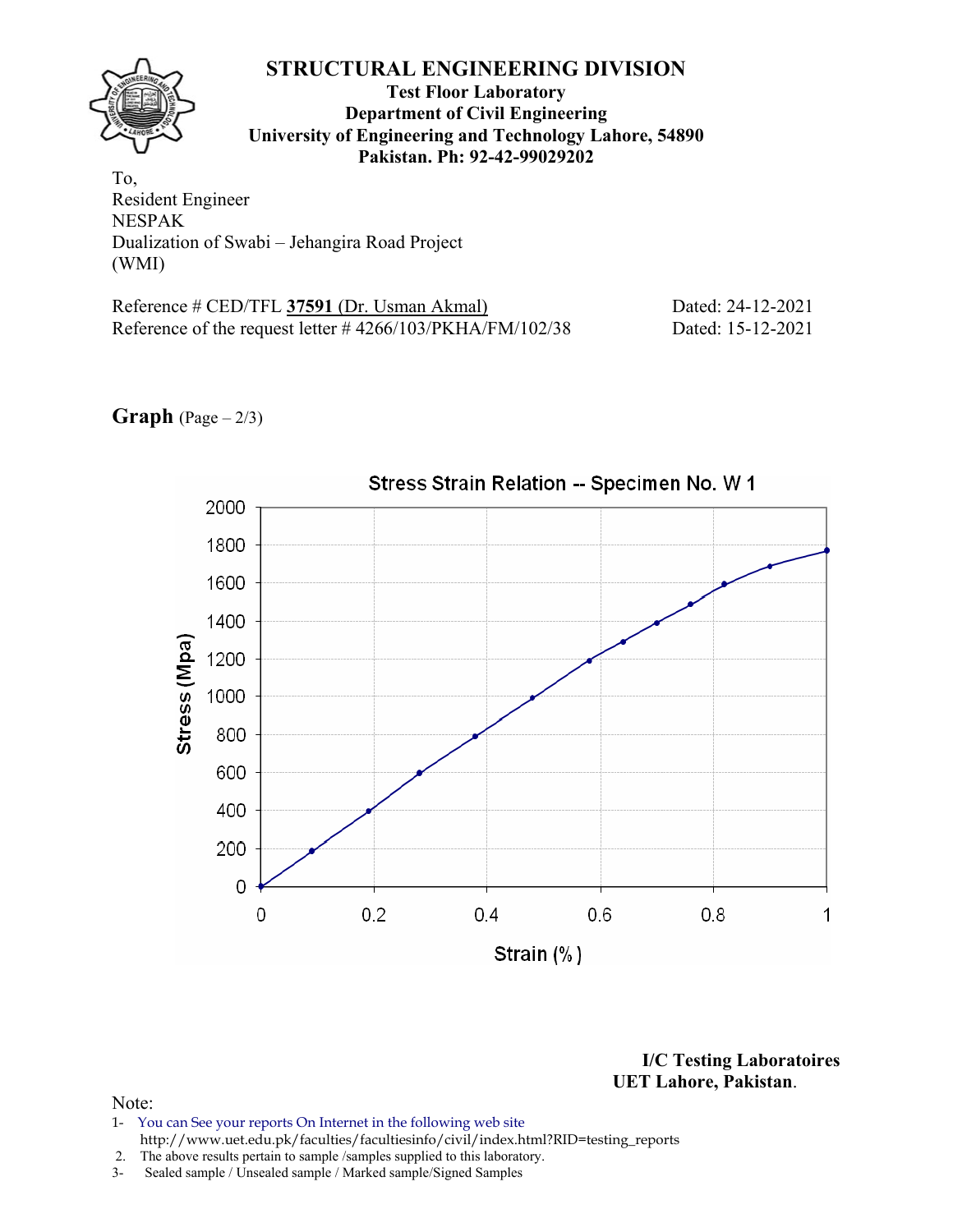# STRUCTURAL ENGINEERING DIVISION

**Test Floor Laboratory**
**Department of Civil Engineering**
**University of Engineering and Technology Lahore, 54890**
**Pakistan. Ph: 92-42-99029202**

To,
Resident Engineer
NESPAK
Dualization of Swabi – Jehangira Road Project
(WMI)

Reference # CED/TFL **37591** (Dr. Usman Akmal) Dated: 24-12-2021
Reference of the request letter # 4266/103/PKHA/FM/102/38 Dated: 15-12-2021

**Graph** (Page – 2/3)

Stress Strain Relation -- Specimen No. W 1

Stress (Mpa)

Strain (%)

**I/C Testing Laboratoires**
**UET Lahore, Pakistan**.

Note:
1- You can See your reports On Internet in the following web site
http://www.uet.edu.pk/faculties/facultiesinfo/civil/index.html?RID=testing_reports
2. The above results pertain to sample /samples supplied to this laboratory.
3- Sealed sample / Unsealed sample / Marked sample/Signed Samples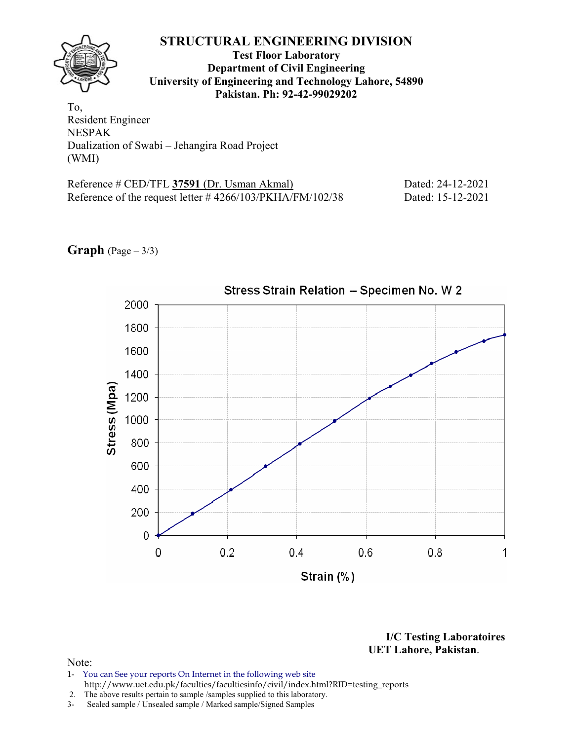# STRUCTURAL ENGINEERING DIVISION

**Test Floor Laboratory**
**Department of Civil Engineering**
**University of Engineering and Technology Lahore, 54890**
**Pakistan. Ph: 92-42-99029202**

To,
Resident Engineer
NESPAK
Dualization of Swabi – Jehangira Road Project
(WMI)

Reference # CED/TFL **37591** (Dr. Usman Akmal) Dated: 24-12-2021
Reference of the request letter # 4266/103/PKHA/FM/102/38 Dated: 15-12-2021

**Graph** (Page – 3/3)

Stress Strain Relation -- Specimen No. W 2

Stress (Mpa)

Strain (%)

**I/C Testing Laboratoires**
**UET Lahore, Pakistan**.

Note:
1- You can See your reports On Internet in the following web site
http://www.uet.edu.pk/faculties/facultiesinfo/civil/index.html?RID=testing_reports
2. The above results pertain to sample /samples supplied to this laboratory.
3- Sealed sample / Unsealed sample / Marked sample/Signed Samples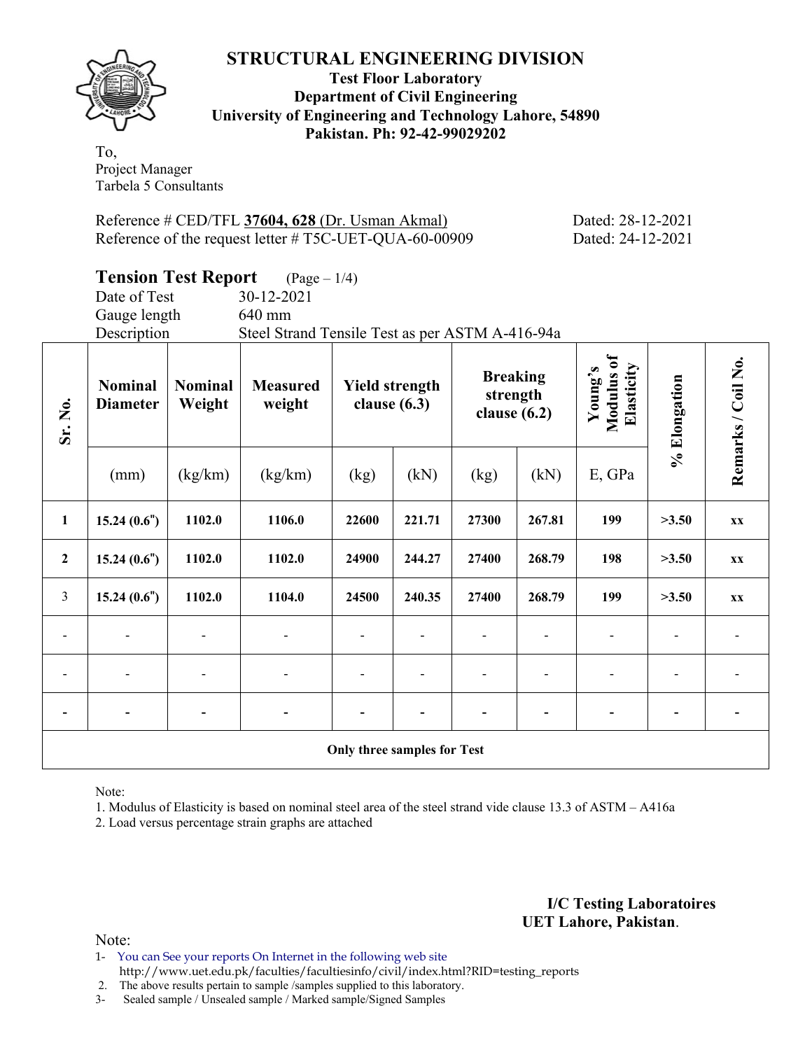# STRUCTURAL ENGINEERING DIVISION

**Test Floor Laboratory**
**Department of Civil Engineering**
**University of Engineering and Technology Lahore, 54890**
**Pakistan. Ph: 92-42-99029202**

To,
Project Manager
Tarbela 5 Consultants

Reference # CED/TFL **37604, 628** (Dr. Usman Akmal) Dated: 28-12-2021
Reference of the request letter # T5C-UET-QUA-60-00909 Dated: 24-12-2021

## Tension Test Report (Page – 1/4)

Date of Test 30-12-2021
Gauge length 640 mm
Description Steel Strand Tensile Test as per ASTM A-416-94a

| Sr. No. | Nominal Diameter | Nominal Weight | Measured weight | Yield strength clause (6.3) | | Breaking strength clause (6.2) | | Young's Modulus of Elasticity | % Elongation | Remarks / Coil No. |
|---|---|---|---|---|---|---|---|---|---|---|
| | (mm) | (kg/km) | (kg/km) | (kg) | (kN) | (kg) | (kN) | E, GPa | | |
| **1** | **15.24 (0.6")** | **1102.0** | **1106.0** | **22600** | **221.71** | **27300** | **267.81** | **199** | **>3.50** | **xx** |
| **2** | **15.24 (0.6")** | **1102.0** | **1102.0** | **24900** | **244.27** | **27400** | **268.79** | **198** | **>3.50** | **xx** |
| 3 | **15.24 (0.6")** | **1102.0** | **1104.0** | **24500** | **240.35** | **27400** | **268.79** | **199** | **>3.50** | **xx** |
| - | - | - | - | - | - | - | - | - | - | - |
| - | - | - | - | - | - | - | - | - | - | - |
| - | - | - | - | - | - | - | - | - | - | - |
| **Only three samples for Test** | | | | | | | | | | |

Note:
1. Modulus of Elasticity is based on nominal steel area of the steel strand vide clause 13.3 of ASTM – A416a
2. Load versus percentage strain graphs are attached

**I/C Testing Laboratoires**
**UET Lahore, Pakistan**.

Note:
1- You can See your reports On Internet in the following web site
http://www.uet.edu.pk/faculties/facultiesinfo/civil/index.html?RID=testing_reports
2. The above results pertain to sample /samples supplied to this laboratory.
3- Sealed sample / Unsealed sample / Marked sample/Signed Samples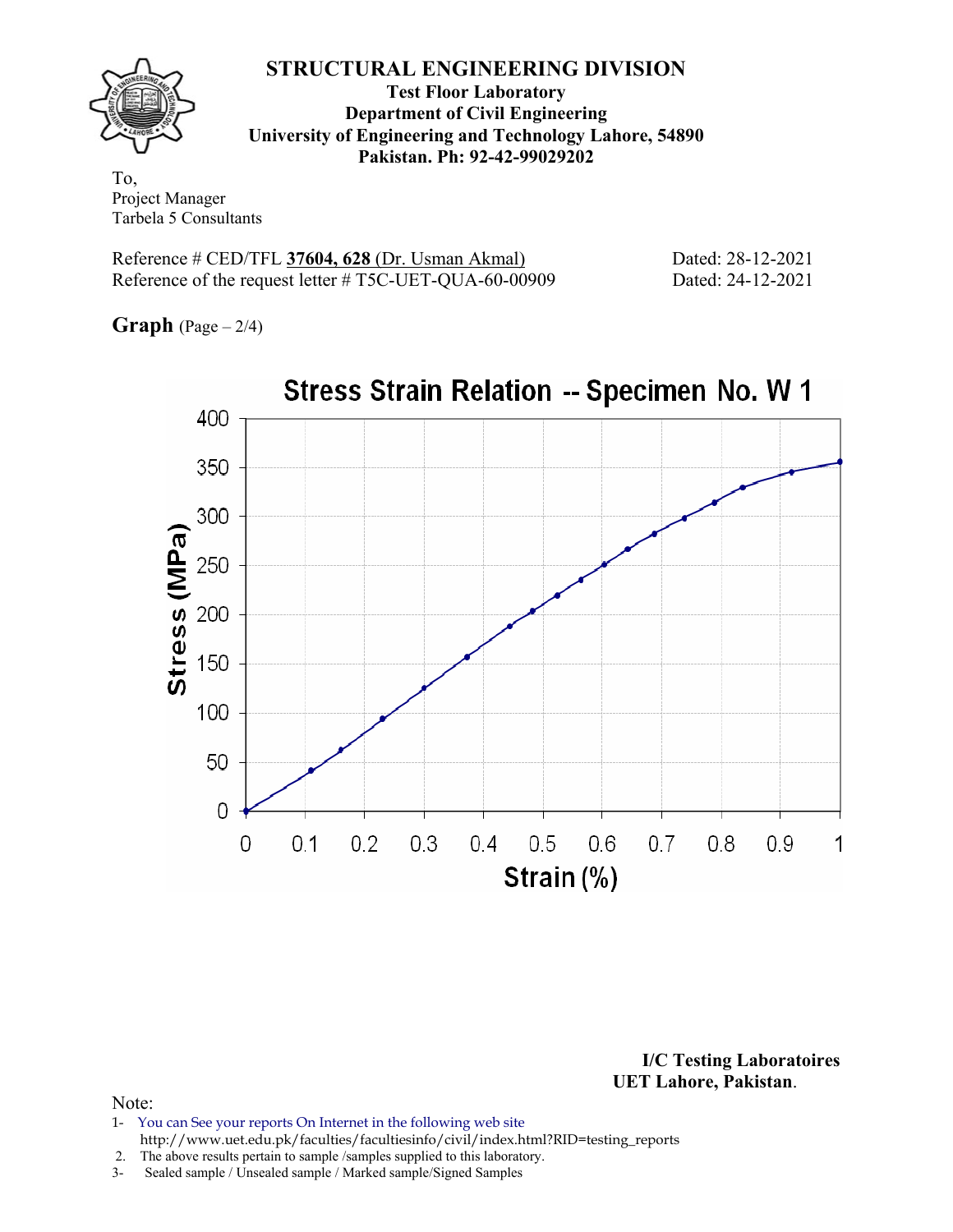# STRUCTURAL ENGINEERING DIVISION

**Test Floor Laboratory**
**Department of Civil Engineering**
**University of Engineering and Technology Lahore, 54890**
**Pakistan. Ph: 92-42-99029202**

To,
Project Manager
Tarbela 5 Consultants

Reference # CED/TFL **37604, 628** (Dr. Usman Akmal) Dated: 28-12-2021
Reference of the request letter # T5C-UET-QUA-60-00909 Dated: 24-12-2021

**Graph** (Page – 2/4)

**Stress Strain Relation -- Specimen No. W 1**

Stress (MPa)

Strain (%)

**I/C Testing Laboratoires**
**UET Lahore, Pakistan**.

Note:

1- You can See your reports On Internet in the following web site
http://www.uet.edu.pk/faculties/facultiesinfo/civil/index.html?RID=testing_reports
2. The above results pertain to sample /samples supplied to this laboratory.
3- Sealed sample / Unsealed sample / Marked sample/Signed Samples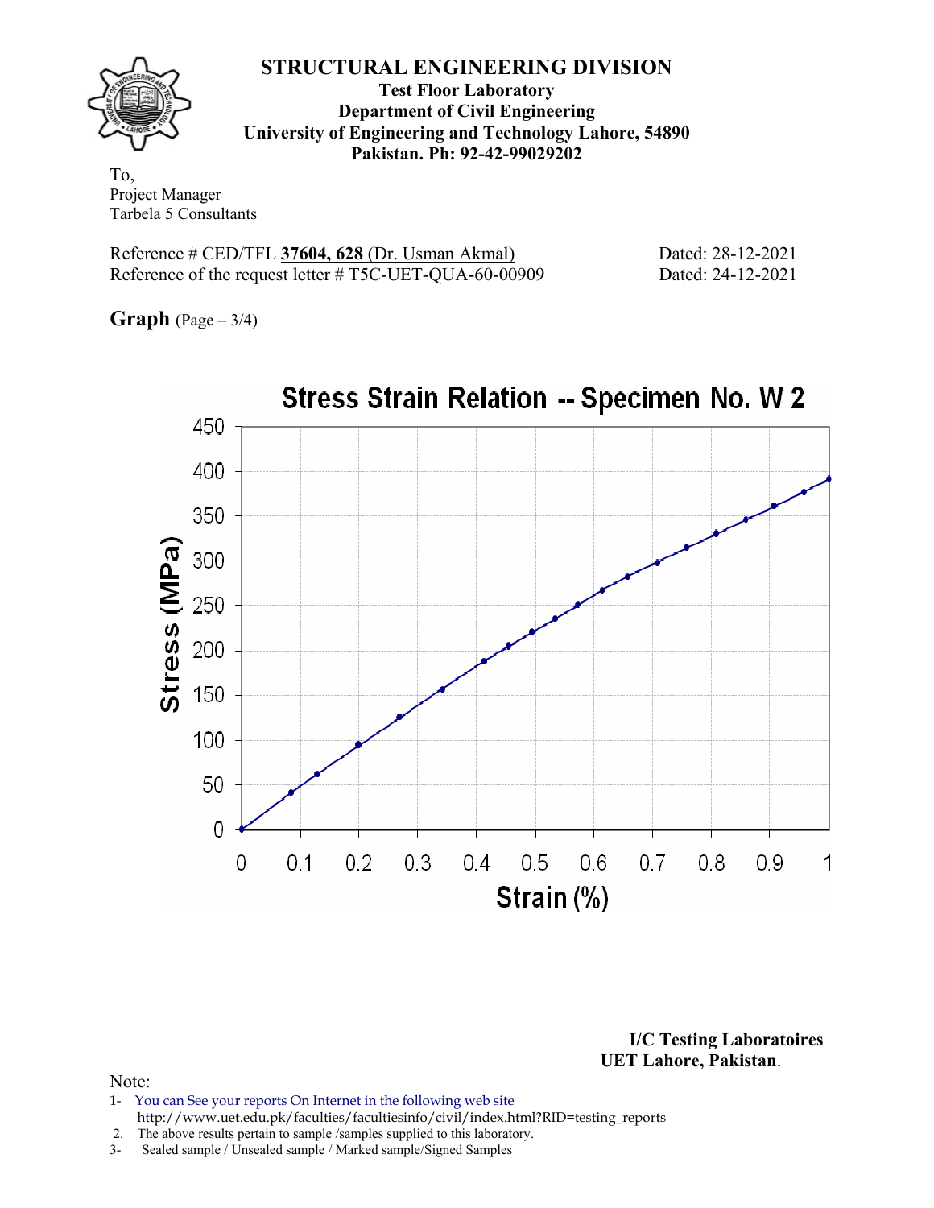# STRUCTURAL ENGINEERING DIVISION

**Test Floor Laboratory**
**Department of Civil Engineering**
**University of Engineering and Technology Lahore, 54890**
**Pakistan. Ph: 92-42-99029202**

To,
Project Manager
Tarbela 5 Consultants

Reference # CED/TFL **37604, 628** (Dr. Usman Akmal) Dated: 28-12-2021
Reference of the request letter # T5C-UET-QUA-60-00909 Dated: 24-12-2021

**Graph** (Page – 3/4)

**Stress Strain Relation -- Specimen No. W 2**

Stress (MPa) vs Strain (%)

**I/C Testing Laboratoires**
**UET Lahore, Pakistan.**

Note:
1- You can See your reports On Internet in the following web site
http://www.uet.edu.pk/faculties/facultiesinfo/civil/index.html?RID=testing_reports
2. The above results pertain to sample /samples supplied to this laboratory.
3- Sealed sample / Unsealed sample / Marked sample/Signed Samples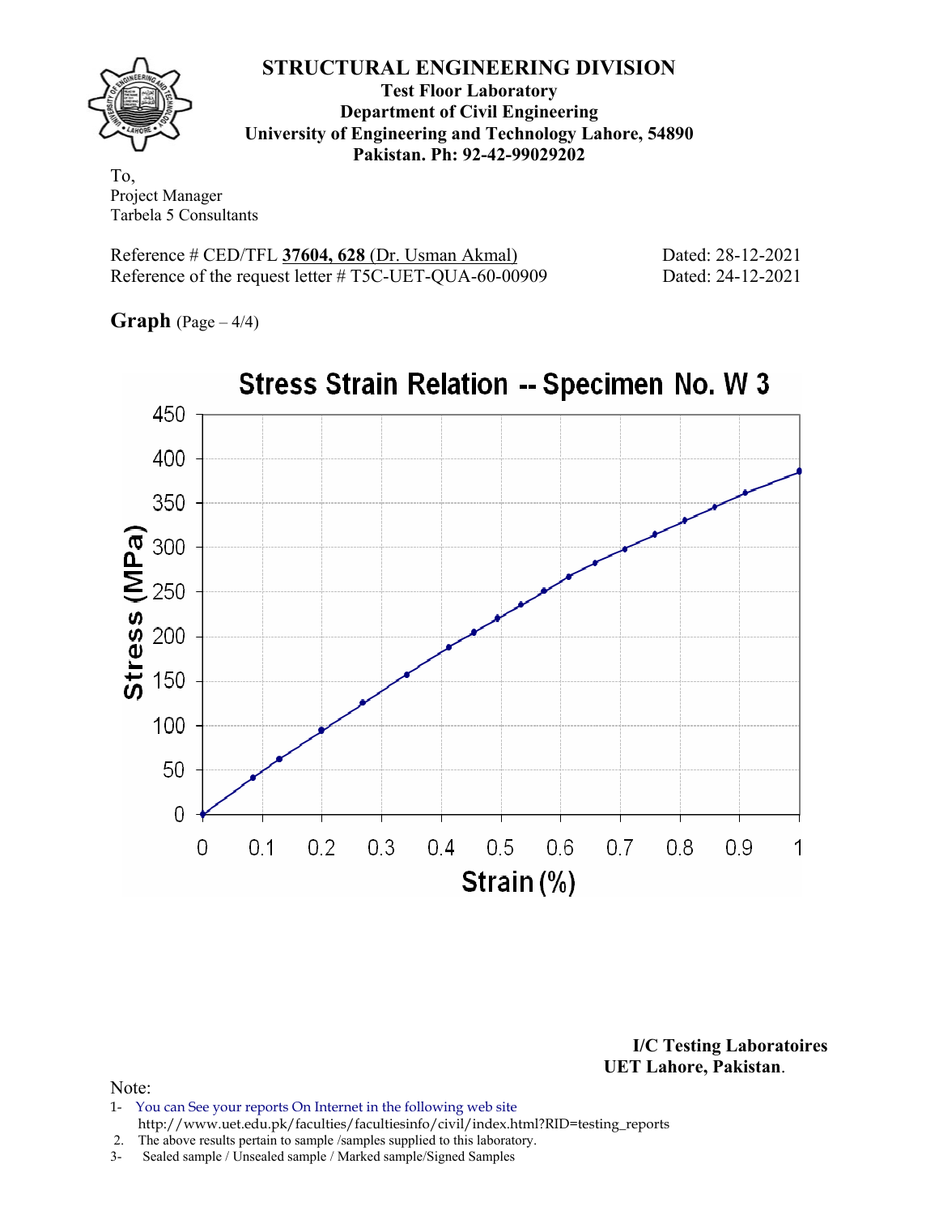# STRUCTURAL ENGINEERING DIVISION

**Test Floor Laboratory**
**Department of Civil Engineering**
**University of Engineering and Technology Lahore, 54890**
**Pakistan. Ph: 92-42-99029202**

To,
Project Manager
Tarbela 5 Consultants

Reference # CED/TFL **37604, 628** (Dr. Usman Akmal) Dated: 28-12-2021
Reference of the request letter # T5C-UET-QUA-60-00909 Dated: 24-12-2021

**Graph** (Page – 4/4)

Stress Strain Relation -- Specimen No. W 3

Stress (MPa): 0, 50, 100, 150, 200, 250, 300, 350, 400, 450

Strain (%): 0, 0.1, 0.2, 0.3, 0.4, 0.5, 0.6, 0.7, 0.8, 0.9, 1

**I/C Testing Laboratoires**
**UET Lahore, Pakistan**.

Note:

1- You can See your reports On Internet in the following web site
http://www.uet.edu.pk/faculties/facultiesinfo/civil/index.html?RID=testing_reports
2. The above results pertain to sample /samples supplied to this laboratory.
3- Sealed sample / Unsealed sample / Marked sample/Signed Samples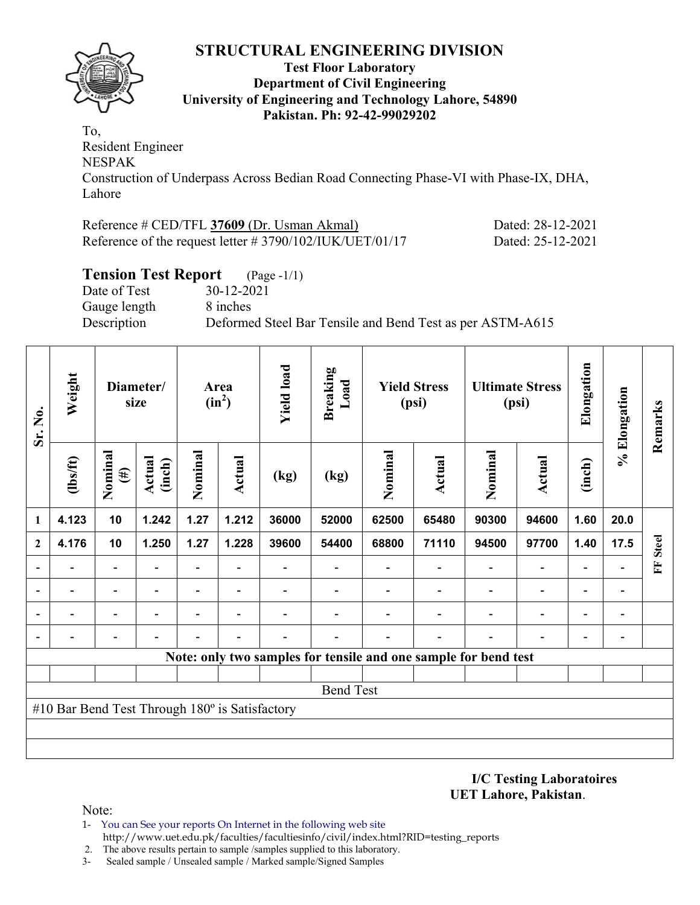# STRUCTURAL ENGINEERING DIVISION

**Test Floor Laboratory**
**Department of Civil Engineering**
**University of Engineering and Technology Lahore, 54890**
**Pakistan. Ph: 92-42-99029202**

To,
Resident Engineer
NESPAK
Construction of Underpass Across Bedian Road Connecting Phase-VI with Phase-IX, DHA, Lahore

Reference # CED/TFL **37609** (Dr. Usman Akmal) Dated: 28-12-2021
Reference of the request letter # 3790/102/IUK/UET/01/17 Dated: 25-12-2021

## Tension Test Report (Page -1/1)

Date of Test 30-12-2021
Gauge length 8 inches
Description Deformed Steel Bar Tensile and Bend Test as per ASTM-A615

| Sr. No. | Weight | Diameter/ size | | Area ($in^2$) | | Yield load | Breaking Load | Yield Stress (psi) | | Ultimate Stress (psi) | | Elongation | % Elongation | Remarks |
|---|---|---|---|---|---|---|---|---|---|---|---|---|---|---|
| | (lbs/ft) | Nominal (#) | Actual (inch) | Nominal | Actual | (kg) | (kg) | Nominal | Actual | Nominal | Actual | (inch) | | |
| 1 | 4.123 | 10 | 1.242 | 1.27 | 1.212 | 36000 | 52000 | 62500 | 65480 | 90300 | 94600 | 1.60 | 20.0 | FF Steel |
| 2 | 4.176 | 10 | 1.250 | 1.27 | 1.228 | 39600 | 54400 | 68800 | 71110 | 94500 | 97700 | 1.40 | 17.5 | |
| - | - | - | - | - | - | - | - | - | - | - | - | - | - | |
| - | - | - | - | - | - | - | - | - | - | - | - | - | - | |
| - | - | - | - | - | - | - | - | - | - | - | - | - | - | |
| - | - | - | - | - | - | - | - | - | - | - | - | - | - | |

**Note: only two samples for tensile and one sample for bend test**

Bend Test

#10 Bar Bend Test Through 180º is Satisfactory

**I/C Testing Laboratoires**
**UET Lahore, Pakistan**.

Note:
1- You can See your reports On Internet in the following web site
http://www.uet.edu.pk/faculties/facultiesinfo/civil/index.html?RID=testing_reports
2. The above results pertain to sample /samples supplied to this laboratory.
3- Sealed sample / Unsealed sample / Marked sample/Signed Samples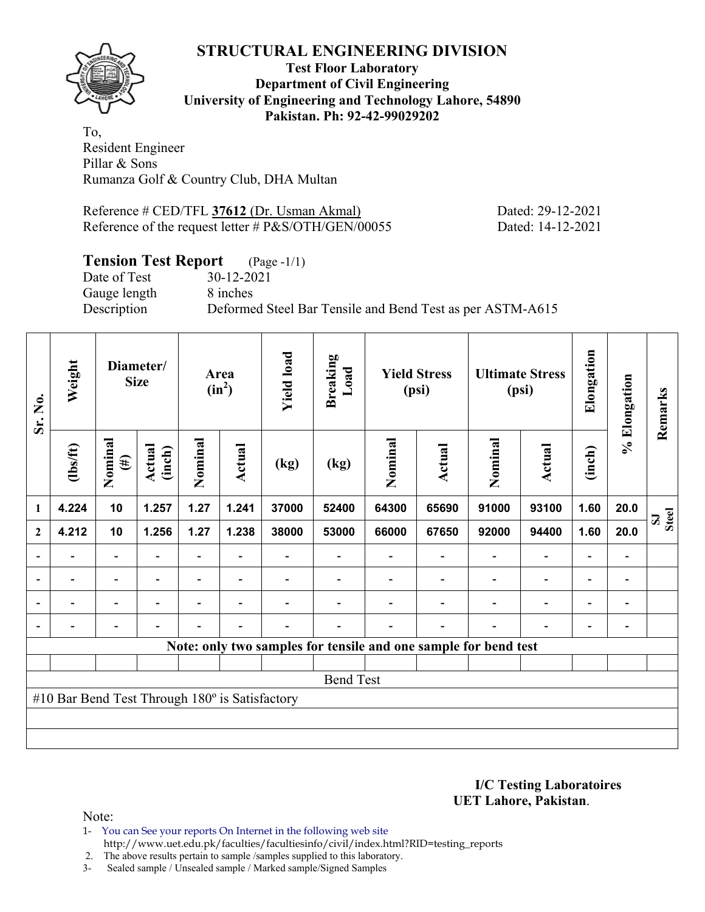## STRUCTURAL ENGINEERING DIVISION

**Test Floor Laboratory**
**Department of Civil Engineering**
**University of Engineering and Technology Lahore, 54890**
**Pakistan. Ph: 92-42-99029202**

To,
Resident Engineer
Pillar & Sons
Rumanza Golf & Country Club, DHA Multan

Reference # CED/TFL **37612** (Dr. Usman Akmal) Dated: 29-12-2021
Reference of the request letter # P&S/OTH/GEN/00055 Dated: 14-12-2021

**Tension Test Report** (Page -1/1)
Date of Test 30-12-2021
Gauge length 8 inches
Description Deformed Steel Bar Tensile and Bend Test as per ASTM-A615

| Sr. No. | Weight | Diameter/ Size | | Area ($in^2$) | | Yield load | Breaking Load | Yield Stress (psi) | | Ultimate Stress (psi) | | Elongation | % Elongation | Remarks |
|---|---|---|---|---|---|---|---|---|---|---|---|---|---|---|
| | (lbs/ft) | Nominal (#) | Actual (inch) | Nominal | Actual | (kg) | (kg) | Nominal | Actual | Nominal | Actual | (inch) | | |
| 1 | 4.224 | 10 | 1.257 | 1.27 | 1.241 | 37000 | 52400 | 64300 | 65690 | 91000 | 93100 | 1.60 | 20.0 | SJ Steel |
| 2 | 4.212 | 10 | 1.256 | 1.27 | 1.238 | 38000 | 53000 | 66000 | 67650 | 92000 | 94400 | 1.60 | 20.0 | |
| - | - | - | - | - | - | - | - | - | - | - | - | - | - | |
| - | - | - | - | - | - | - | - | - | - | - | - | - | - | |
| - | - | - | - | - | - | - | - | - | - | - | - | - | - | |
| - | - | - | - | - | - | - | - | - | - | - | - | - | - | |

**Note: only two samples for tensile and one sample for bend test**

Bend Test

#10 Bar Bend Test Through 180º is Satisfactory

**I/C Testing Laboratoires**
**UET Lahore, Pakistan**.

Note:

1- You can See your reports On Internet in the following web site
http://www.uet.edu.pk/faculties/facultiesinfo/civil/index.html?RID=testing_reports
2. The above results pertain to sample /samples supplied to this laboratory.
3- Sealed sample / Unsealed sample / Marked sample/Signed Samples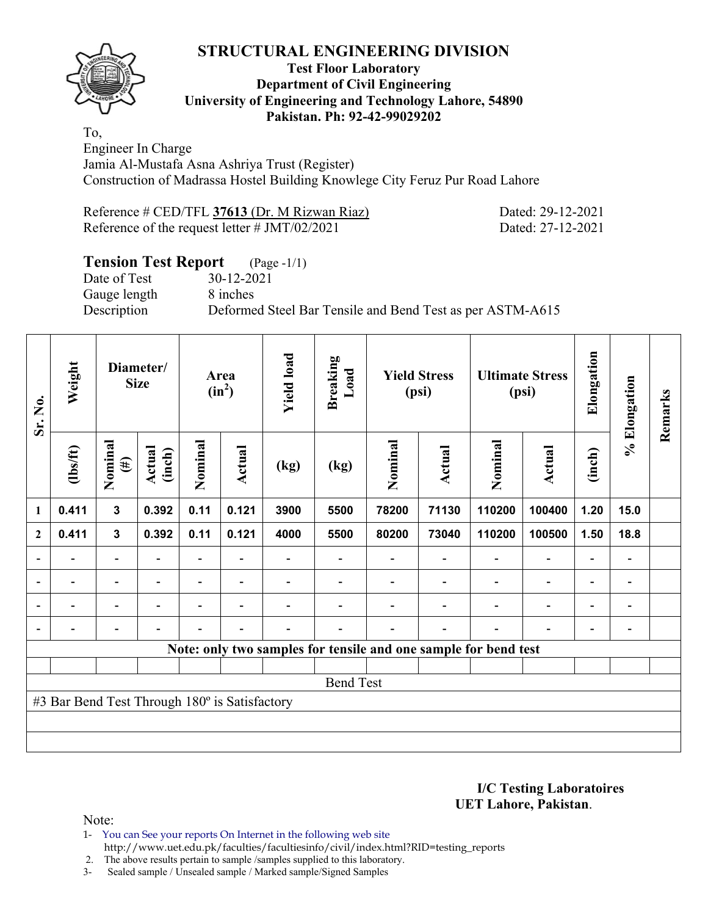# STRUCTURAL ENGINEERING DIVISION

**Test Floor Laboratory**
**Department of Civil Engineering**
**University of Engineering and Technology Lahore, 54890**
**Pakistan. Ph: 92-42-99029202**

To,
Engineer In Charge
Jamia Al-Mustafa Asna Ashriya Trust (Register)
Construction of Madrassa Hostel Building Knowlege City Feruz Pur Road Lahore

Reference # CED/TFL **37613** (Dr. M Rizwan Riaz) Dated: 29-12-2021
Reference of the request letter # JMT/02/2021 Dated: 27-12-2021

## Tension Test Report (Page -1/1)

Date of Test 30-12-2021
Gauge length 8 inches
Description Deformed Steel Bar Tensile and Bend Test as per ASTM-A615

| Sr. No. | Weight | Diameter/ Size | | Area ($in^2$) | | Yield load | Breaking Load | Yield Stress (psi) | | Ultimate Stress (psi) | | Elongation | % Elongation | Remarks |
|---|---|---|---|---|---|---|---|---|---|---|---|---|---|---|
| | (lbs/ft) | Nominal (#) | Actual (inch) | Nominal | Actual | (kg) | (kg) | Nominal | Actual | Nominal | Actual | (inch) | | |
| 1 | 0.411 | 3 | 0.392 | 0.11 | 0.121 | 3900 | 5500 | 78200 | 71130 | 110200 | 100400 | 1.20 | 15.0 | |
| 2 | 0.411 | 3 | 0.392 | 0.11 | 0.121 | 4000 | 5500 | 80200 | 73040 | 110200 | 100500 | 1.50 | 18.8 | |
| - | - | - | - | - | - | - | - | - | - | - | - | - | - | |
| - | - | - | - | - | - | - | - | - | - | - | - | - | - | |
| - | - | - | - | - | - | - | - | - | - | - | - | - | - | |
| - | - | - | - | - | - | - | - | - | - | - | - | - | - | |

**Note: only two samples for tensile and one sample for bend test**

Bend Test

#3 Bar Bend Test Through 180º is Satisfactory

**I/C Testing Laboratoires**
**UET Lahore, Pakistan**.

Note:
1- You can See your reports On Internet in the following web site
http://www.uet.edu.pk/faculties/facultiesinfo/civil/index.html?RID=testing_reports
2. The above results pertain to sample /samples supplied to this laboratory.
3- Sealed sample / Unsealed sample / Marked sample/Signed Samples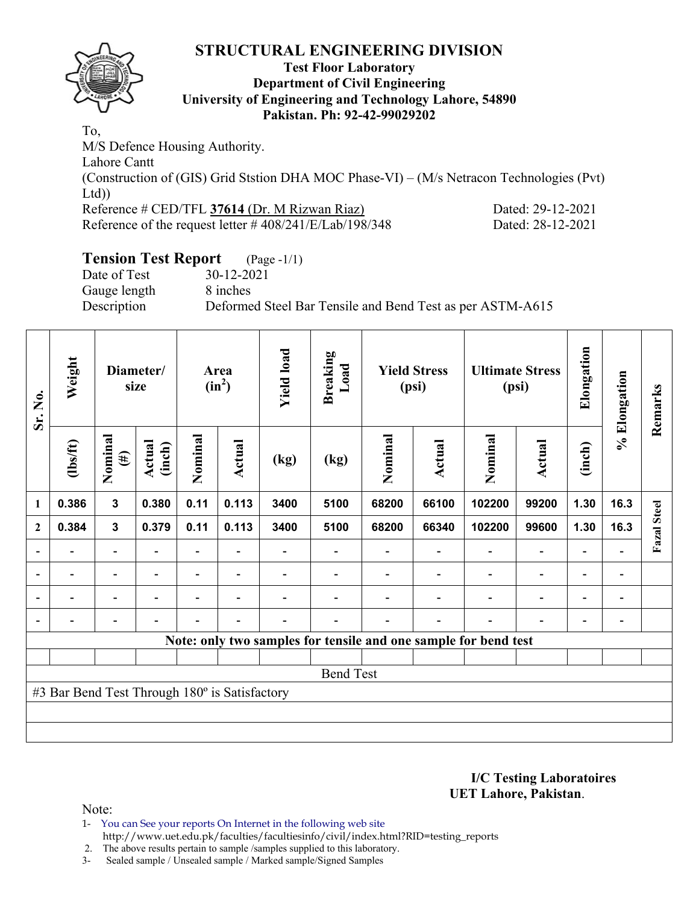# STRUCTURAL ENGINEERING DIVISION

**Test Floor Laboratory**
**Department of Civil Engineering**
**University of Engineering and Technology Lahore, 54890**
**Pakistan. Ph: 92-42-99029202**

To,
M/S Defence Housing Authority.
Lahore Cantt
(Construction of (GIS) Grid Ststion DHA MOC Phase-VI) – (M/s Netracon Technologies (Pvt) Ltd))
Reference # CED/TFL **37614** (Dr. M Rizwan Riaz) Dated: 29-12-2021
Reference of the request letter # 408/241/E/Lab/198/348 Dated: 28-12-2021

## Tension Test Report (Page -1/1)

Date of Test 30-12-2021
Gauge length 8 inches
Description Deformed Steel Bar Tensile and Bend Test as per ASTM-A615

| Sr. No. | Weight | Diameter/ size | | Area ($in^2$) | | Yield load | Breaking Load | Yield Stress (psi) | | Ultimate Stress (psi) | | Elongation | % Elongation | Remarks |
|---|---|---|---|---|---|---|---|---|---|---|---|---|---|---|
| | (lbs/ft) | Nominal (#) | Actual (inch) | Nominal | Actual | (kg) | (kg) | Nominal | Actual | Nominal | Actual | (inch) | | |
| 1 | 0.386 | 3 | 0.380 | 0.11 | 0.113 | 3400 | 5100 | 68200 | 66100 | 102200 | 99200 | 1.30 | 16.3 | Fazal Steel |
| 2 | 0.384 | 3 | 0.379 | 0.11 | 0.113 | 3400 | 5100 | 68200 | 66340 | 102200 | 99600 | 1.30 | 16.3 | |
| - | - | - | - | - | - | - | - | - | - | - | - | - | - | |
| - | - | - | - | - | - | - | - | - | - | - | - | - | - | |
| - | - | - | - | - | - | - | - | - | - | - | - | - | - | |
| - | - | - | - | - | - | - | - | - | - | - | - | - | - | |
| Note: only two samples for tensile and one sample for bend test | | | | | | | | | | | | | | |
| Bend Test | | | | | | | | | | | | | | |
| #3 Bar Bend Test Through 180º is Satisfactory | | | | | | | | | | | | | | |

**I/C Testing Laboratoires**
**UET Lahore, Pakistan**.

Note:
1- You can See your reports On Internet in the following web site
http://www.uet.edu.pk/faculties/facultiesinfo/civil/index.html?RID=testing_reports
2. The above results pertain to sample /samples supplied to this laboratory.
3- Sealed sample / Unsealed sample / Marked sample/Signed Samples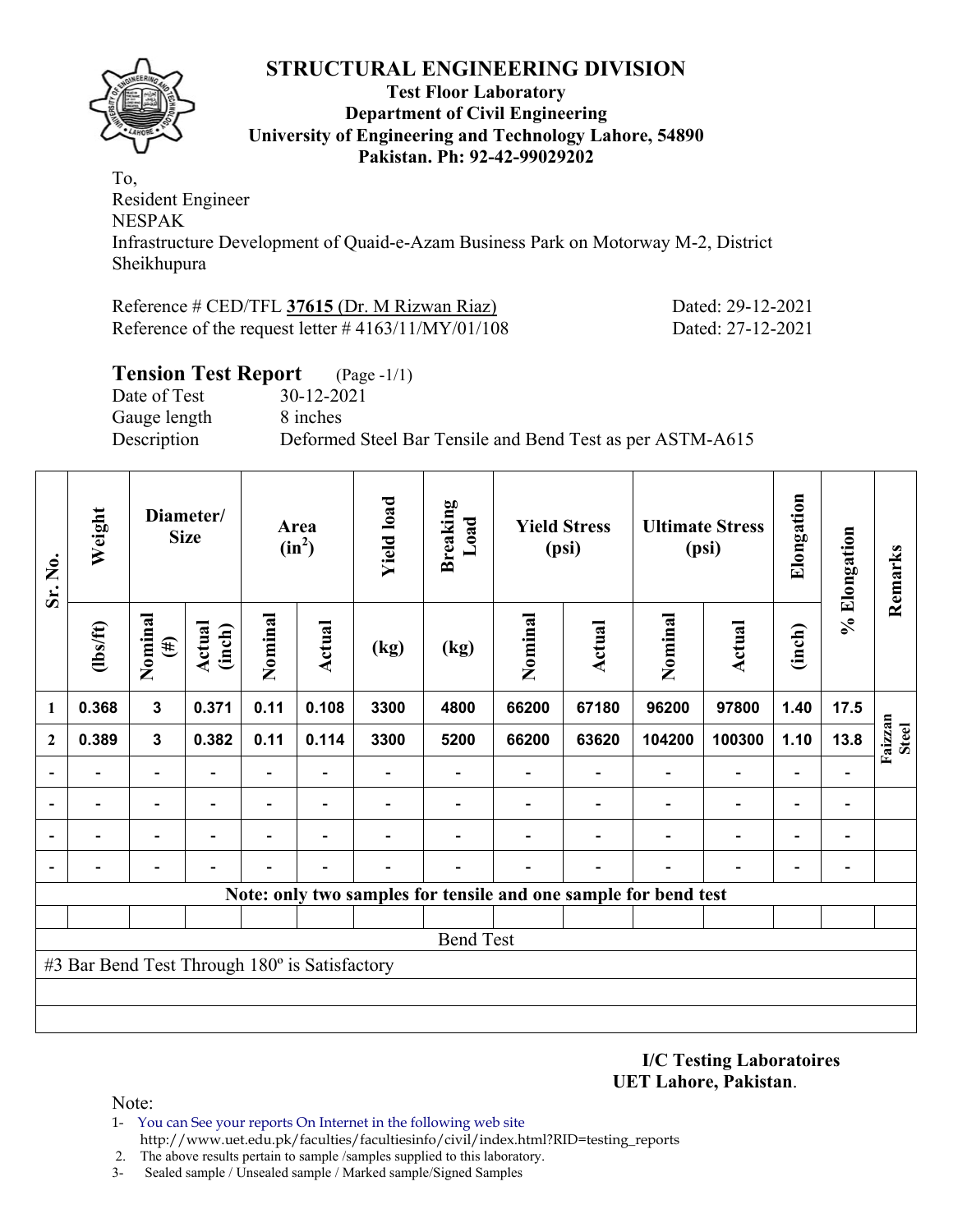# STRUCTURAL ENGINEERING DIVISION

**Test Floor Laboratory**
**Department of Civil Engineering**
**University of Engineering and Technology Lahore, 54890**
**Pakistan. Ph: 92-42-99029202**

To,
Resident Engineer
NESPAK
Infrastructure Development of Quaid-e-Azam Business Park on Motorway M-2, District Sheikhupura

Reference # CED/TFL **37615** (Dr. M Rizwan Riaz) Dated: 29-12-2021
Reference of the request letter # 4163/11/MY/01/108 Dated: 27-12-2021

## Tension Test Report (Page -1/1)

Date of Test 30-12-2021
Gauge length 8 inches
Description Deformed Steel Bar Tensile and Bend Test as per ASTM-A615

| Sr. No. | Weight | Diameter/ Size | | Area ($in^2$) | | Yield load | Breaking Load | Yield Stress (psi) | | Ultimate Stress (psi) | | Elongation | % Elongation | Remarks |
|---|---|---|---|---|---|---|---|---|---|---|---|---|---|---|
| | (lbs/ft) | Nominal (#) | Actual (inch) | Nominal | Actual | (kg) | (kg) | Nominal | Actual | Nominal | Actual | (inch) | | |
| 1 | 0.368 | 3 | 0.371 | 0.11 | 0.108 | 3300 | 4800 | 66200 | 67180 | 96200 | 97800 | 1.40 | 17.5 | Faizzan Steel |
| 2 | 0.389 | 3 | 0.382 | 0.11 | 0.114 | 3300 | 5200 | 66200 | 63620 | 104200 | 100300 | 1.10 | 13.8 | |
| - | - | - | - | - | - | - | - | - | - | - | - | - | - | |
| - | - | - | - | - | - | - | - | - | - | - | - | - | - | |
| - | - | - | - | - | - | - | - | - | - | - | - | - | - | |
| - | - | - | - | - | - | - | - | - | - | - | - | - | - | |

**Note: only two samples for tensile and one sample for bend test**

Bend Test

#3 Bar Bend Test Through 180º is Satisfactory

**I/C Testing Laboratoires**
**UET Lahore, Pakistan**.

Note:

1- You can See your reports On Internet in the following web site
http://www.uet.edu.pk/faculties/facultiesinfo/civil/index.html?RID=testing_reports
2. The above results pertain to sample /samples supplied to this laboratory.
3- Sealed sample / Unsealed sample / Marked sample/Signed Samples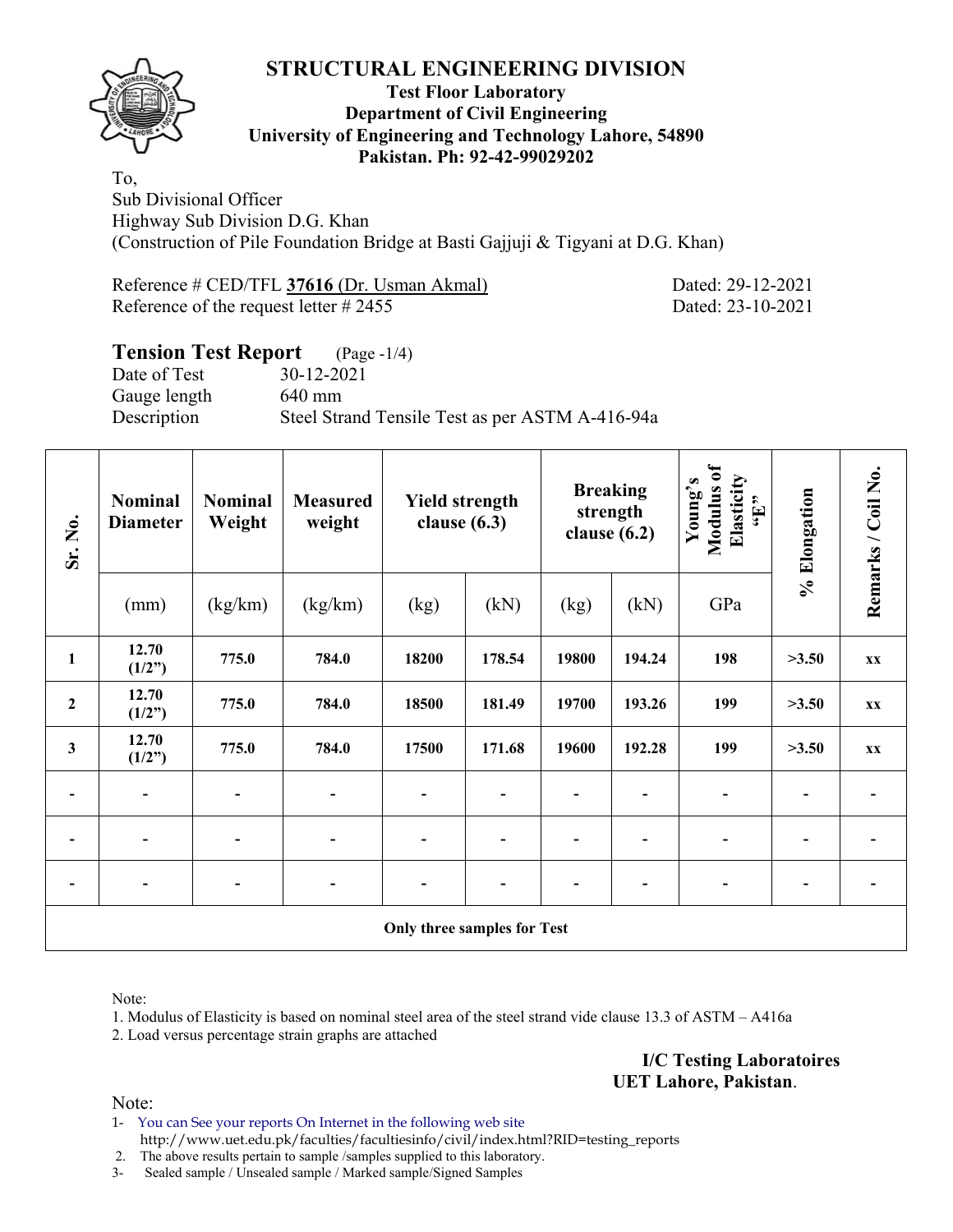# STRUCTURAL ENGINEERING DIVISION

**Test Floor Laboratory**
**Department of Civil Engineering**
**University of Engineering and Technology Lahore, 54890**
**Pakistan. Ph: 92-42-99029202**

To,
Sub Divisional Officer
Highway Sub Division D.G. Khan
(Construction of Pile Foundation Bridge at Basti Gajjuji & Tigyani at D.G. Khan)

Reference # CED/TFL **37616** (Dr. Usman Akmal) Dated: 29-12-2021
Reference of the request letter # 2455 Dated: 23-10-2021

## Tension Test Report (Page -1/4)

Date of Test 30-12-2021
Gauge length 640 mm
Description Steel Strand Tensile Test as per ASTM A-416-94a

| Sr. No. | Nominal Diameter | Nominal Weight | Measured weight | Yield strength clause (6.3) | | Breaking strength clause (6.2) | | Young's Modulus of Elasticity "E" | % Elongation | Remarks / Coil No. |
|---|---|---|---|---|---|---|---|---|---|---|
| | (mm) | (kg/km) | (kg/km) | (kg) | (kN) | (kg) | (kN) | GPa | | |
| **1** | **12.70 (1/2")** | **775.0** | **784.0** | **18200** | **178.54** | **19800** | **194.24** | **198** | **>3.50** | **xx** |
| **2** | **12.70 (1/2")** | **775.0** | **784.0** | **18500** | **181.49** | **19700** | **193.26** | **199** | **>3.50** | **xx** |
| **3** | **12.70 (1/2")** | **775.0** | **784.0** | **17500** | **171.68** | **19600** | **192.28** | **199** | **>3.50** | **xx** |
| - | - | - | - | - | - | - | - | - | - | - |
| - | - | - | - | - | - | - | - | - | - | - |
| - | - | - | - | - | - | - | - | - | - | - |
| **Only three samples for Test** | | | | | | | | | | |

Note:
1. Modulus of Elasticity is based on nominal steel area of the steel strand vide clause 13.3 of ASTM – A416a
2. Load versus percentage strain graphs are attached

**I/C Testing Laboratoires**
**UET Lahore, Pakistan**.

Note:
1- You can See your reports On Internet in the following web site
http://www.uet.edu.pk/faculties/facultiesinfo/civil/index.html?RID=testing_reports
2. The above results pertain to sample /samples supplied to this laboratory.
3- Sealed sample / Unsealed sample / Marked sample/Signed Samples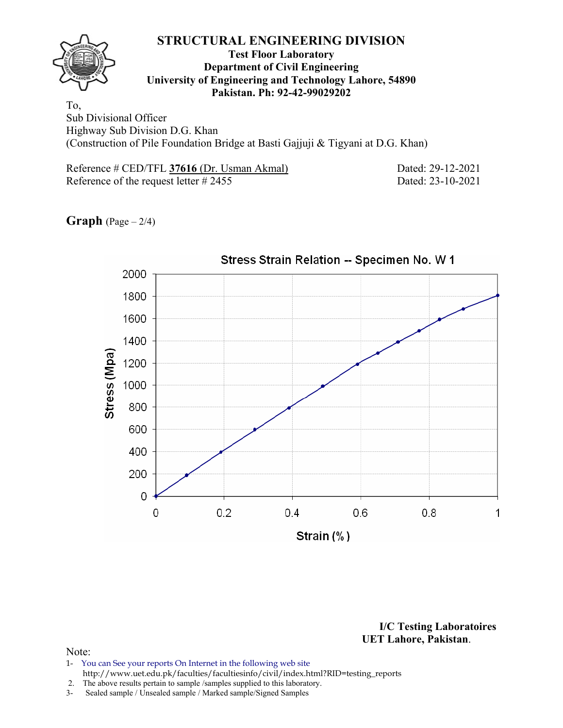# STRUCTURAL ENGINEERING DIVISION

**Test Floor Laboratory**
**Department of Civil Engineering**
**University of Engineering and Technology Lahore, 54890**
**Pakistan. Ph: 92-42-99029202**

To,
Sub Divisional Officer
Highway Sub Division D.G. Khan
(Construction of Pile Foundation Bridge at Basti Gajjuji & Tigyani at D.G. Khan)

Reference # CED/TFL **37616** (Dr. Usman Akmal) Dated: 29-12-2021
Reference of the request letter # 2455 Dated: 23-10-2021

**Graph** (Page – 2/4)

Stress Strain Relation -- Specimen No. W 1

Stress (Mpa)

Strain (%)

**I/C Testing Laboratoires**
**UET Lahore, Pakistan.**

Note:

1- You can See your reports On Internet in the following web site
http://www.uet.edu.pk/faculties/facultiesinfo/civil/index.html?RID=testing_reports
2. The above results pertain to sample /samples supplied to this laboratory.
3- Sealed sample / Unsealed sample / Marked sample/Signed Samples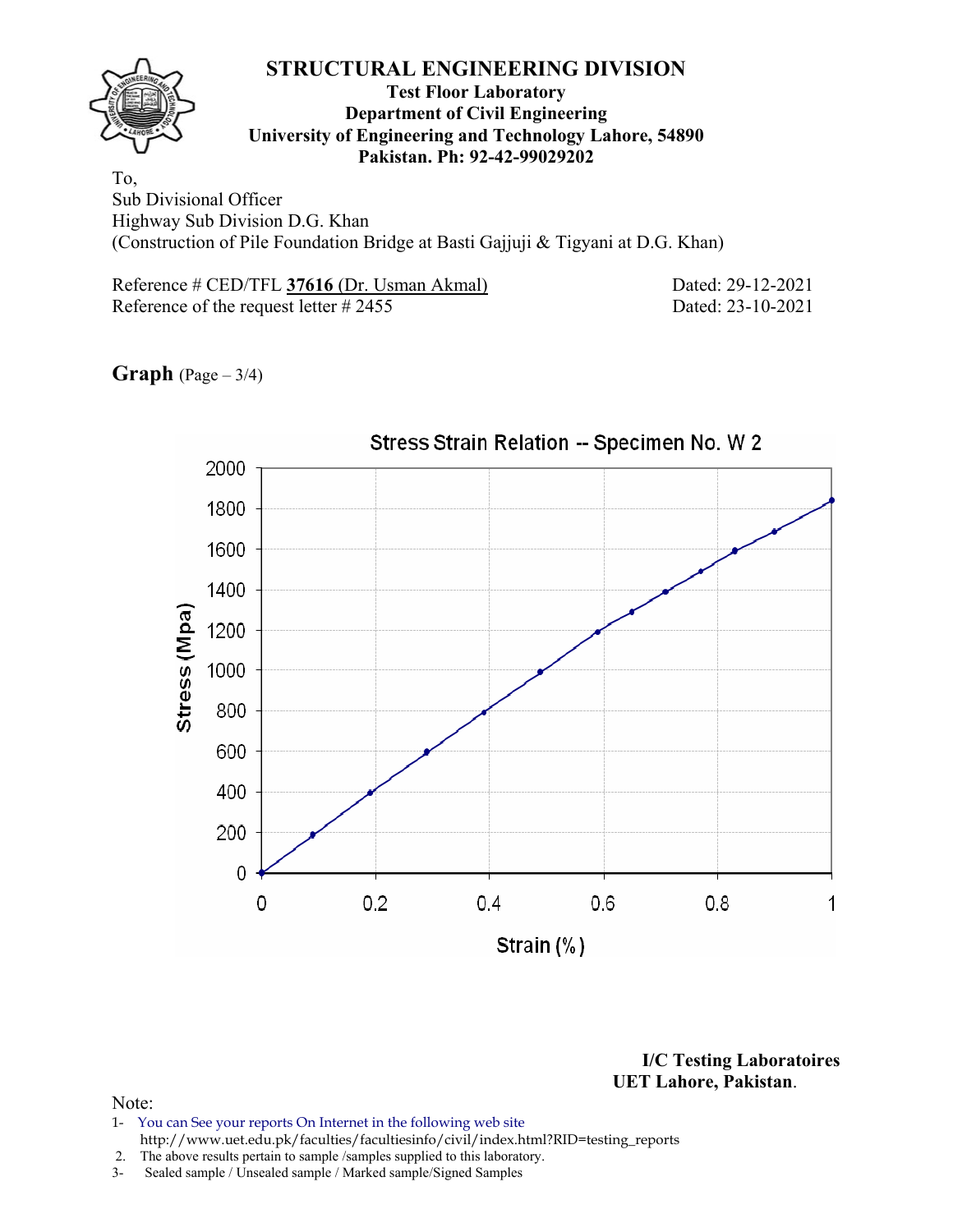# STRUCTURAL ENGINEERING DIVISION

**Test Floor Laboratory**
**Department of Civil Engineering**
**University of Engineering and Technology Lahore, 54890**
**Pakistan. Ph: 92-42-99029202**

To,
Sub Divisional Officer
Highway Sub Division D.G. Khan
(Construction of Pile Foundation Bridge at Basti Gajjuji & Tigyani at D.G. Khan)

Reference # CED/TFL **37616** (Dr. Usman Akmal) Dated: 29-12-2021
Reference of the request letter # 2455 Dated: 23-10-2021

**Graph** (Page – 3/4)

Stress Strain Relation -- Specimen No. W 2

Stress (Mpa)

Strain (%)

**I/C Testing Laboratoires**
**UET Lahore, Pakistan.**

Note:
1- You can See your reports On Internet in the following web site
http://www.uet.edu.pk/faculties/facultiesinfo/civil/index.html?RID=testing_reports
2. The above results pertain to sample /samples supplied to this laboratory.
3- Sealed sample / Unsealed sample / Marked sample/Signed Samples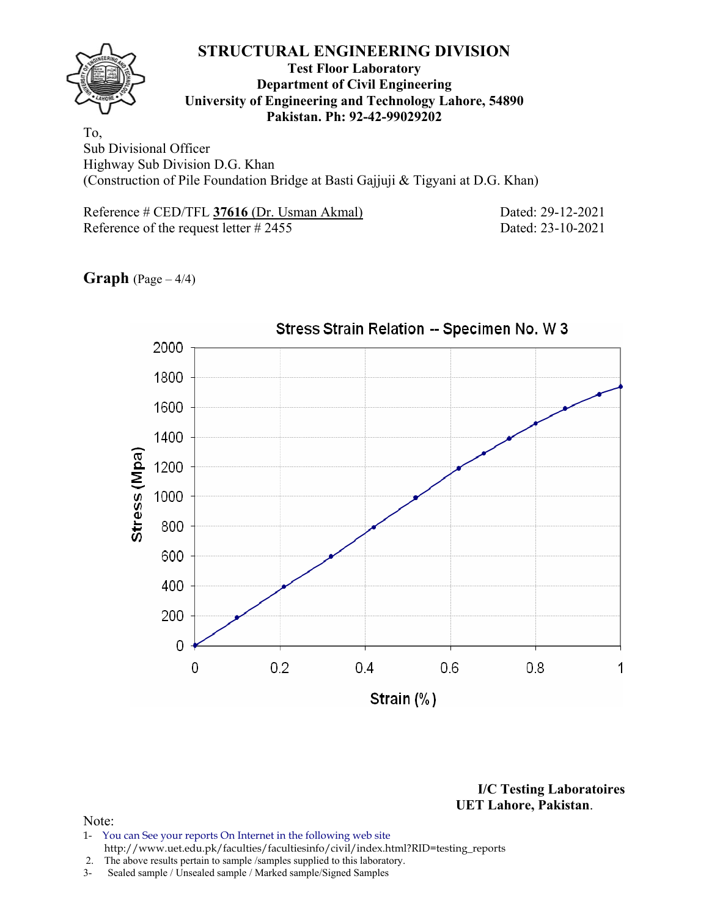# STRUCTURAL ENGINEERING DIVISION

**Test Floor Laboratory**
**Department of Civil Engineering**
**University of Engineering and Technology Lahore, 54890**
**Pakistan. Ph: 92-42-99029202**

To,
Sub Divisional Officer
Highway Sub Division D.G. Khan
(Construction of Pile Foundation Bridge at Basti Gajjuji & Tigyani at D.G. Khan)

Reference # CED/TFL **37616** (Dr. Usman Akmal) Dated: 29-12-2021
Reference of the request letter # 2455 Dated: 23-10-2021

**Graph** (Page – 4/4)

Stress Strain Relation -- Specimen No. W 3

Stress (Mpa): 0, 200, 400, 600, 800, 1000, 1200, 1400, 1600, 1800, 2000

Strain (%): 0, 0.2, 0.4, 0.6, 0.8, 1

**I/C Testing Laboratoires**
**UET Lahore, Pakistan**.

Note:
1- You can See your reports On Internet in the following web site
http://www.uet.edu.pk/faculties/facultiesinfo/civil/index.html?RID=testing_reports
2. The above results pertain to sample /samples supplied to this laboratory.
3- Sealed sample / Unsealed sample / Marked sample/Signed Samples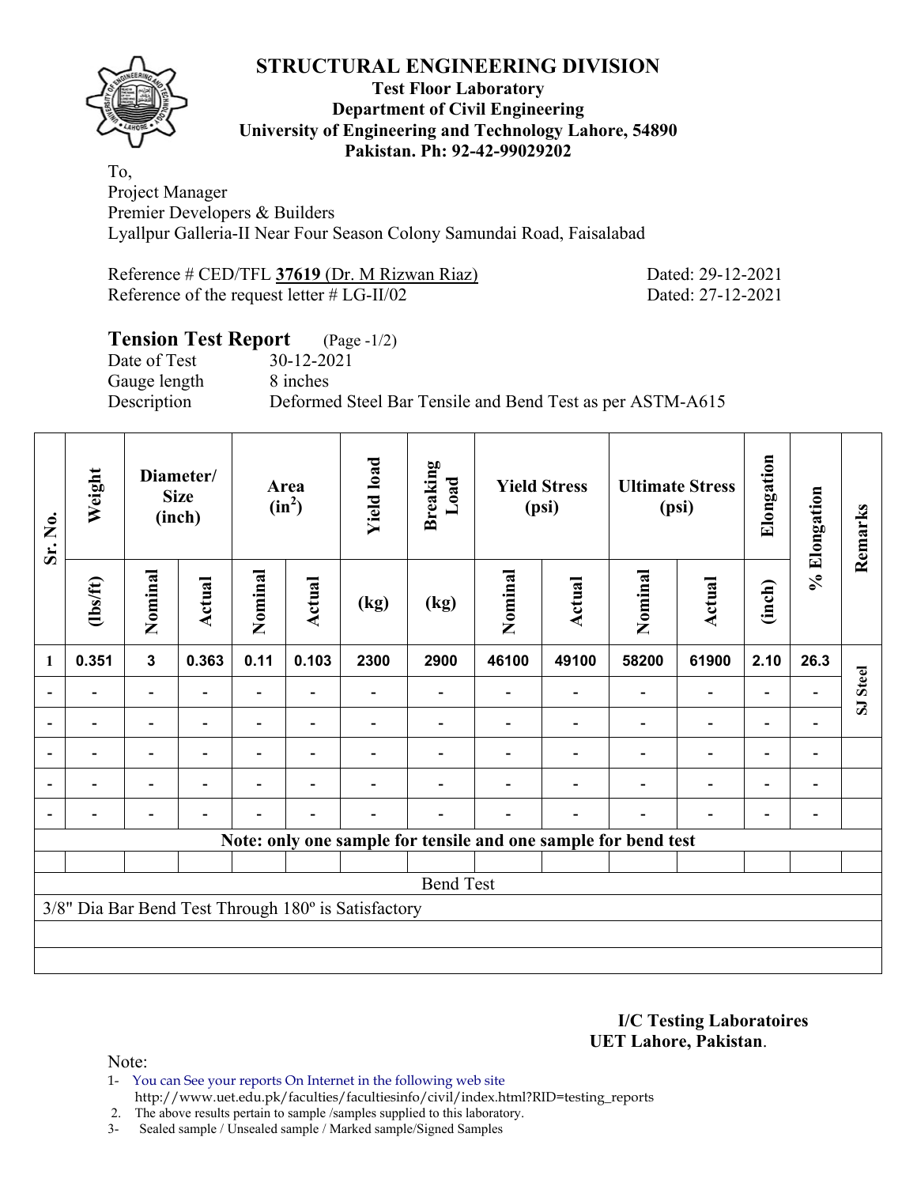# STRUCTURAL ENGINEERING DIVISION

**Test Floor Laboratory**
**Department of Civil Engineering**
**University of Engineering and Technology Lahore, 54890**
**Pakistan. Ph: 92-42-99029202**

To,
Project Manager
Premier Developers & Builders
Lyallpur Galleria-II Near Four Season Colony Samundai Road, Faisalabad

Reference # CED/TFL **37619** (Dr. M Rizwan Riaz) Dated: 29-12-2021
Reference of the request letter # LG-II/02 Dated: 27-12-2021

## Tension Test Report (Page -1/2)

Date of Test 30-12-2021
Gauge length 8 inches
Description Deformed Steel Bar Tensile and Bend Test as per ASTM-A615

| Sr. No. | Weight | Diameter/ Size (inch) | | Area ($in^2$) | | Yield load | Breaking Load | Yield Stress (psi) | | Ultimate Stress (psi) | | Elongation | % Elongation | Remarks |
|---|---|---|---|---|---|---|---|---|---|---|---|---|---|---|
| | (lbs/ft) | Nominal | Actual | Nominal | Actual | (kg) | (kg) | Nominal | Actual | Nominal | Actual | (inch) | | |
| 1 | 0.351 | 3 | 0.363 | 0.11 | 0.103 | 2300 | 2900 | 46100 | 49100 | 58200 | 61900 | 2.10 | 26.3 | SJ Steel |
| - | - | - | - | - | - | - | - | - | - | - | - | - | - | |
| - | - | - | - | - | - | - | - | - | - | - | - | - | - | |
| - | - | - | - | - | - | - | - | - | - | - | - | - | - | |
| - | - | - | - | - | - | - | - | - | - | - | - | - | - | |
| - | - | - | - | - | - | - | - | - | - | - | - | - | - | |
| Note: only one sample for tensile and one sample for bend test | | | | | | | | | | | | | | |
| Bend Test | | | | | | | | | | | | | | |
| 3/8" Dia Bar Bend Test Through 180º is Satisfactory | | | | | | | | | | | | | | |

**I/C Testing Laboratoires**
**UET Lahore, Pakistan**.

Note:
1- You can See your reports On Internet in the following web site
http://www.uet.edu.pk/faculties/facultiesinfo/civil/index.html?RID=testing_reports
2. The above results pertain to sample /samples supplied to this laboratory.
3- Sealed sample / Unsealed sample / Marked sample/Signed Samples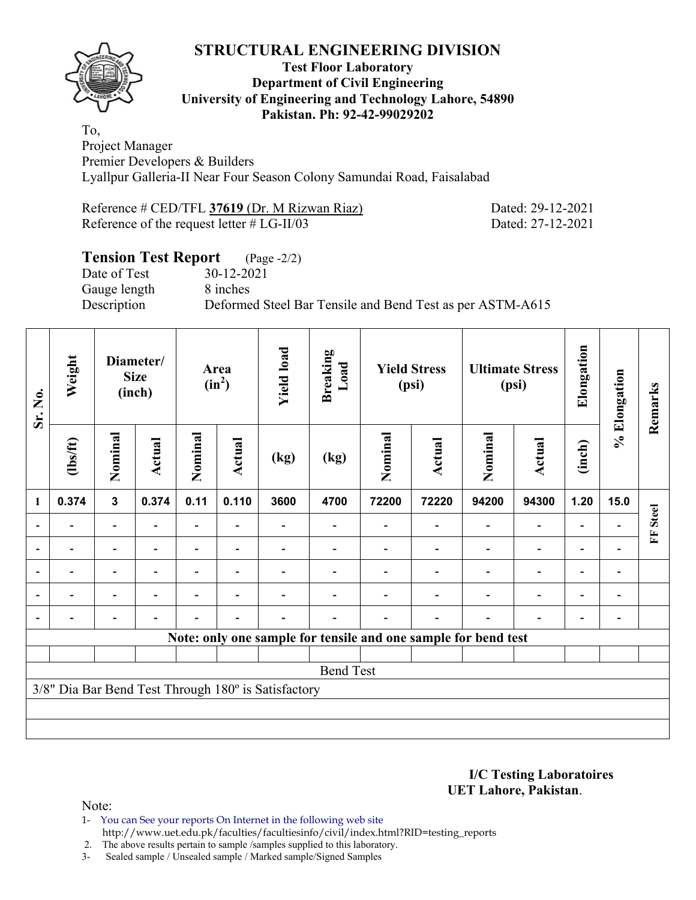# STRUCTURAL ENGINEERING DIVISION

**Test Floor Laboratory**
**Department of Civil Engineering**
**University of Engineering and Technology Lahore, 54890**
**Pakistan. Ph: 92-42-99029202**

To,
Project Manager
Premier Developers & Builders
Lyallpur Galleria-II Near Four Season Colony Samundai Road, Faisalabad

Reference # CED/TFL **37619** (Dr. M Rizwan Riaz) Dated: 29-12-2021
Reference of the request letter # LG-II/03 Dated: 27-12-2021

## Tension Test Report (Page -2/2)

Date of Test 30-12-2021
Gauge length 8 inches
Description Deformed Steel Bar Tensile and Bend Test as per ASTM-A615

| Sr. No. | Weight | Diameter/ Size (inch) | | Area ($in^2$) | | Yield load | Breaking Load | Yield Stress (psi) | | Ultimate Stress (psi) | | Elongation | % Elongation | Remarks |
|---|---|---|---|---|---|---|---|---|---|---|---|---|---|---|
| | (lbs/ft) | Nominal | Actual | Nominal | Actual | (kg) | (kg) | Nominal | Actual | Nominal | Actual | (inch) | | |
| 1 | 0.374 | 3 | 0.374 | 0.11 | 0.110 | 3600 | 4700 | 72200 | 72220 | 94200 | 94300 | 1.20 | 15.0 | FF Steel |
| - | - | - | - | - | - | - | - | - | - | - | - | - | - | |
| - | - | - | - | - | - | - | - | - | - | - | - | - | - | |
| - | - | - | - | - | - | - | - | - | - | - | - | - | - | |
| - | - | - | - | - | - | - | - | - | - | - | - | - | - | |
| - | - | - | - | - | - | - | - | - | - | - | - | - | - | |
| **Note: only one sample for tensile and one sample for bend test** | | | | | | | | | | | | | | |
| Bend Test | | | | | | | | | | | | | | |
| 3/8" Dia Bar Bend Test Through 180º is Satisfactory | | | | | | | | | | | | | | |

**I/C Testing Laboratoires**
**UET Lahore, Pakistan.**

Note:
1- You can See your reports On Internet in the following web site
http://www.uet.edu.pk/faculties/facultiesinfo/civil/index.html?RID=testing_reports
2. The above results pertain to sample /samples supplied to this laboratory.
3- Sealed sample / Unsealed sample / Marked sample/Signed Samples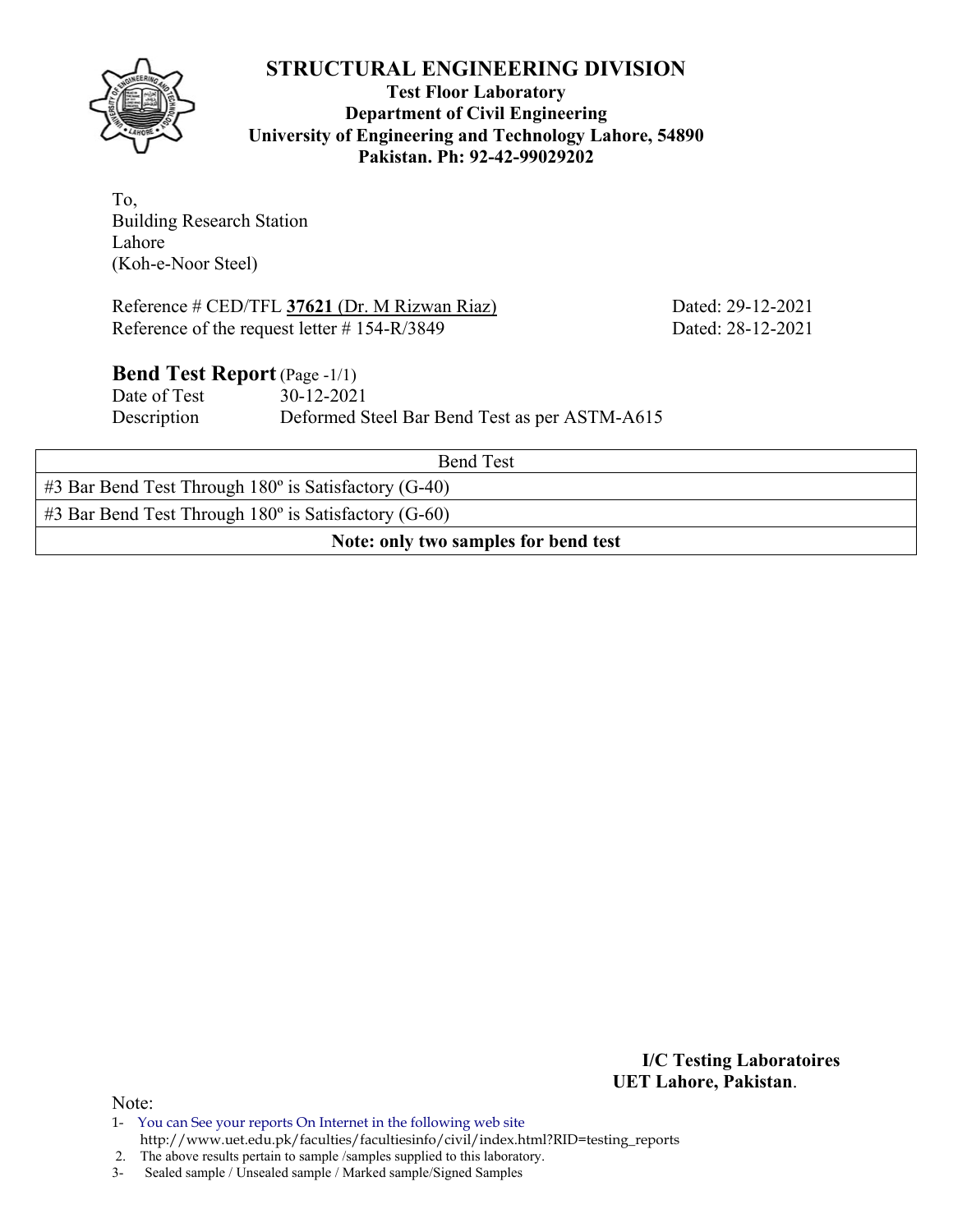# STRUCTURAL ENGINEERING DIVISION

**Test Floor Laboratory**
**Department of Civil Engineering**
**University of Engineering and Technology Lahore, 54890**
**Pakistan. Ph: 92-42-99029202**

To,
Building Research Station
Lahore
(Koh-e-Noor Steel)

Reference # CED/TFL **37621** (Dr. M Rizwan Riaz) Dated: 29-12-2021
Reference of the request letter # 154-R/3849 Dated: 28-12-2021

**Bend Test Report** (Page -1/1)
Date of Test 30-12-2021
Description Deformed Steel Bar Bend Test as per ASTM-A615

| Bend Test |
| --- |
| #3 Bar Bend Test Through 180º is Satisfactory (G-40) |
| #3 Bar Bend Test Through 180º is Satisfactory (G-60) |
| **Note: only two samples for bend test** |

**I/C Testing Laboratoires**
**UET Lahore, Pakistan**.

Note:
1- You can See your reports On Internet in the following web site
http://www.uet.edu.pk/faculties/facultiesinfo/civil/index.html?RID=testing_reports
2. The above results pertain to sample /samples supplied to this laboratory.
3- Sealed sample / Unsealed sample / Marked sample/Signed Samples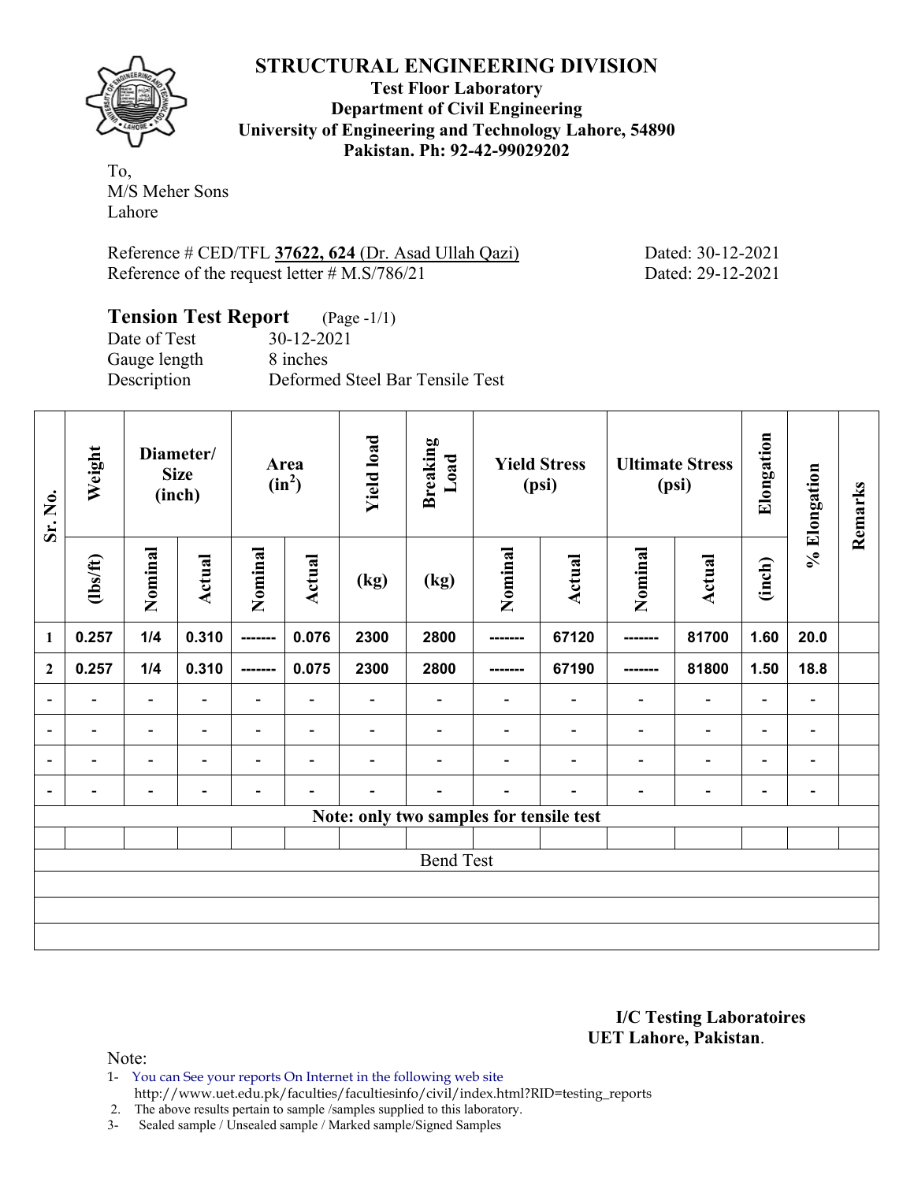# STRUCTURAL ENGINEERING DIVISION

**Test Floor Laboratory**
**Department of Civil Engineering**
**University of Engineering and Technology Lahore, 54890**
**Pakistan. Ph: 92-42-99029202**

To,
M/S Meher Sons
Lahore

Reference # CED/TFL **37622, 624** (Dr. Asad Ullah Qazi) Dated: 30-12-2021
Reference of the request letter # M.S/786/21 Dated: 29-12-2021

## Tension Test Report (Page -1/1)

Date of Test 30-12-2021
Gauge length 8 inches
Description Deformed Steel Bar Tensile Test

| Sr. No. | Weight | Diameter/ Size (inch) | | Area ($in^2$) | | Yield load | Breaking Load | Yield Stress (psi) | | Ultimate Stress (psi) | | Elongation | % Elongation | Remarks |
|---|---|---|---|---|---|---|---|---|---|---|---|---|---|---|
| | (lbs/ft) | Nominal | Actual | Nominal | Actual | (kg) | (kg) | Nominal | Actual | Nominal | Actual | (inch) | | |
| 1 | 0.257 | 1/4 | 0.310 | ------- | 0.076 | 2300 | 2800 | ------- | 67120 | ------- | 81700 | 1.60 | 20.0 | |
| 2 | 0.257 | 1/4 | 0.310 | ------- | 0.075 | 2300 | 2800 | ------- | 67190 | ------- | 81800 | 1.50 | 18.8 | |
| - | - | - | - | - | - | - | - | - | - | - | - | - | - | |
| - | - | - | - | - | - | - | - | - | - | - | - | - | - | |
| - | - | - | - | - | - | - | - | - | - | - | - | - | - | |
| - | - | - | - | - | - | - | - | - | - | - | - | - | - | |
| Note: only two samples for tensile test | | | | | | | | | | | | | | |
| | | | | | | | | | | | | | | |
| Bend Test | | | | | | | | | | | | | | |

**I/C Testing Laboratoires**
**UET Lahore, Pakistan**.

Note:
1- You can See your reports On Internet in the following web site
http://www.uet.edu.pk/faculties/facultiesinfo/civil/index.html?RID=testing_reports
2. The above results pertain to sample /samples supplied to this laboratory.
3- Sealed sample / Unsealed sample / Marked sample/Signed Samples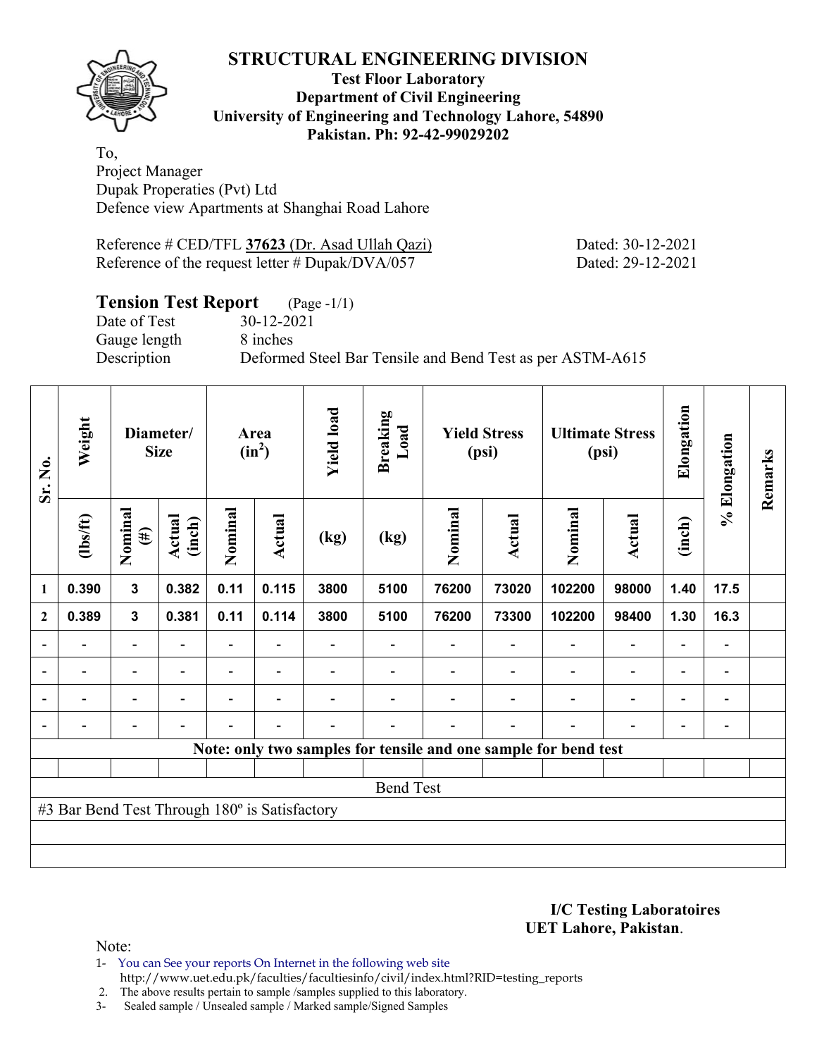# STRUCTURAL ENGINEERING DIVISION

**Test Floor Laboratory**
**Department of Civil Engineering**
**University of Engineering and Technology Lahore, 54890**
**Pakistan. Ph: 92-42-99029202**

To,
Project Manager
Dupak Properaties (Pvt) Ltd
Defence view Apartments at Shanghai Road Lahore

Reference # CED/TFL **37623** (Dr. Asad Ullah Qazi) Dated: 30-12-2021
Reference of the request letter # Dupak/DVA/057 Dated: 29-12-2021

**Tension Test Report** (Page -1/1)
Date of Test 30-12-2021
Gauge length 8 inches
Description Deformed Steel Bar Tensile and Bend Test as per ASTM-A615

| Sr. No. | Weight | Diameter/ Size | | Area ($in^2$) | | Yield load | Breaking Load | Yield Stress (psi) | | Ultimate Stress (psi) | | Elongation | % Elongation | Remarks |
|---|---|---|---|---|---|---|---|---|---|---|---|---|---|---|
| | (lbs/ft) | Nominal (#) | Actual (inch) | Nominal | Actual | (kg) | (kg) | Nominal | Actual | Nominal | Actual | (inch) | | |
| 1 | 0.390 | 3 | 0.382 | 0.11 | 0.115 | 3800 | 5100 | 76200 | 73020 | 102200 | 98000 | 1.40 | 17.5 | |
| 2 | 0.389 | 3 | 0.381 | 0.11 | 0.114 | 3800 | 5100 | 76200 | 73300 | 102200 | 98400 | 1.30 | 16.3 | |
| - | - | - | - | - | - | - | - | - | - | - | - | - | - | |
| - | - | - | - | - | - | - | - | - | - | - | - | - | - | |
| - | - | - | - | - | - | - | - | - | - | - | - | - | - | |
| - | - | - | - | - | - | - | - | - | - | - | - | - | - | |
| **Note: only two samples for tensile and one sample for bend test** | | | | | | | | | | | | | | |
| | | | | | | | | | | | | | | |
| Bend Test | | | | | | | | | | | | | | |
| #3 Bar Bend Test Through 180º is Satisfactory | | | | | | | | | | | | | | |

**I/C Testing Laboratoires**
**UET Lahore, Pakistan**.

Note:
1- You can See your reports On Internet in the following web site
http://www.uet.edu.pk/faculties/facultiesinfo/civil/index.html?RID=testing_reports
2. The above results pertain to sample /samples supplied to this laboratory.
3- Sealed sample / Unsealed sample / Marked sample/Signed Samples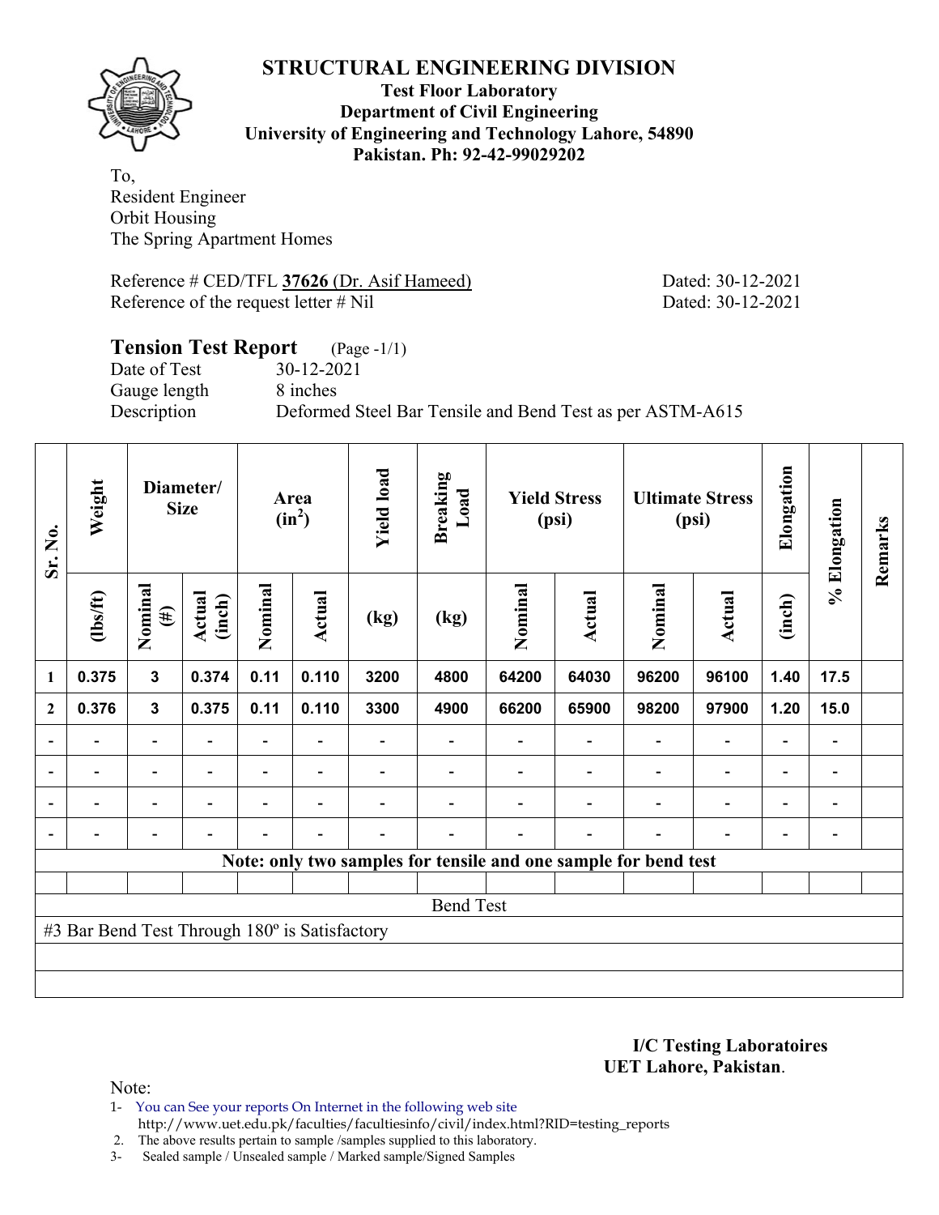# STRUCTURAL ENGINEERING DIVISION

**Test Floor Laboratory**
**Department of Civil Engineering**
**University of Engineering and Technology Lahore, 54890**
**Pakistan. Ph: 92-42-99029202**

To,
Resident Engineer
Orbit Housing
The Spring Apartment Homes

Reference # CED/TFL **37626** (Dr. Asif Hameed) Dated: 30-12-2021
Reference of the request letter # Nil Dated: 30-12-2021

## Tension Test Report (Page -1/1)

Date of Test 30-12-2021
Gauge length 8 inches
Description Deformed Steel Bar Tensile and Bend Test as per ASTM-A615

| Sr. No. | Weight | Diameter/ Size | | Area ($in^2$) | | Yield load | Breaking Load | Yield Stress (psi) | | Ultimate Stress (psi) | | Elongation | % Elongation | Remarks |
|---|---|---|---|---|---|---|---|---|---|---|---|---|---|---|
| | (lbs/ft) | Nominal (#) | Actual (inch) | Nominal | Actual | (kg) | (kg) | Nominal | Actual | Nominal | Actual | (inch) | | |
| 1 | 0.375 | 3 | 0.374 | 0.11 | 0.110 | 3200 | 4800 | 64200 | 64030 | 96200 | 96100 | 1.40 | 17.5 | |
| 2 | 0.376 | 3 | 0.375 | 0.11 | 0.110 | 3300 | 4900 | 66200 | 65900 | 98200 | 97900 | 1.20 | 15.0 | |
| - | - | - | - | - | - | - | - | - | - | - | - | - | - | |
| - | - | - | - | - | - | - | - | - | - | - | - | - | - | |
| - | - | - | - | - | - | - | - | - | - | - | - | - | - | |
| - | - | - | - | - | - | - | - | - | - | - | - | - | - | |
| Note: only two samples for tensile and one sample for bend test | | | | | | | | | | | | | | |
| | | | | | | | | | | | | | | |
| Bend Test | | | | | | | | | | | | | | |
| #3 Bar Bend Test Through 180º is Satisfactory | | | | | | | | | | | | | | |

**I/C Testing Laboratoires**
**UET Lahore, Pakistan**.

Note:
1- You can See your reports On Internet in the following web site
http://www.uet.edu.pk/faculties/facultiesinfo/civil/index.html?RID=testing_reports
2. The above results pertain to sample /samples supplied to this laboratory.
3- Sealed sample / Unsealed sample / Marked sample/Signed Samples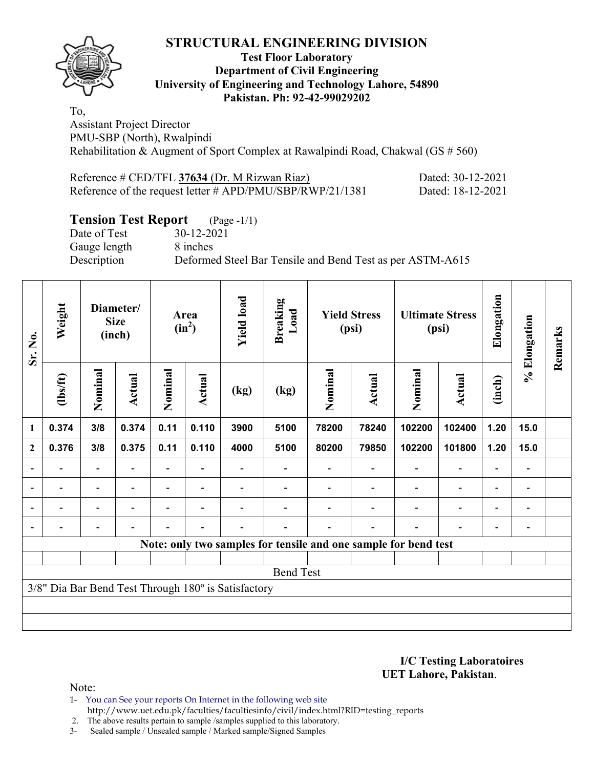# STRUCTURAL ENGINEERING DIVISION

**Test Floor Laboratory**
**Department of Civil Engineering**
**University of Engineering and Technology Lahore, 54890**
**Pakistan. Ph: 92-42-99029202**

To,
Assistant Project Director
PMU-SBP (North), Rwalpindi
Rehabilitation & Augment of Sport Complex at Rawalpindi Road, Chakwal (GS # 560)

Reference # CED/TFL **37634** (Dr. M Rizwan Riaz) Dated: 30-12-2021
Reference of the request letter # APD/PMU/SBP/RWP/21/1381 Dated: 18-12-2021

## Tension Test Report (Page -1/1)

Date of Test 30-12-2021
Gauge length 8 inches
Description Deformed Steel Bar Tensile and Bend Test as per ASTM-A615

| Sr. No. | Weight | Diameter/ Size (inch) | | Area ($in^2$) | | Yield load | Breaking Load | Yield Stress (psi) | | Ultimate Stress (psi) | | Elongation | % Elongation | Remarks |
|---|---|---|---|---|---|---|---|---|---|---|---|---|---|---|
| | (lbs/ft) | Nominal | Actual | Nominal | Actual | (kg) | (kg) | Nominal | Actual | Nominal | Actual | (inch) | | |
| 1 | 0.374 | 3/8 | 0.374 | 0.11 | 0.110 | 3900 | 5100 | 78200 | 78240 | 102200 | 102400 | 1.20 | 15.0 | |
| 2 | 0.376 | 3/8 | 0.375 | 0.11 | 0.110 | 4000 | 5100 | 80200 | 79850 | 102200 | 101800 | 1.20 | 15.0 | |
| - | - | - | - | - | - | - | - | - | - | - | - | - | - | |
| - | - | - | - | - | - | - | - | - | - | - | - | - | - | |
| - | - | - | - | - | - | - | - | - | - | - | - | - | - | |
| - | - | - | - | - | - | - | - | - | - | - | - | - | - | |
| Note: only two samples for tensile and one sample for bend test | | | | | | | | | | | | | | |
| | | | | | | | | | | | | | | |
| Bend Test | | | | | | | | | | | | | | |
| 3/8" Dia Bar Bend Test Through 180º is Satisfactory | | | | | | | | | | | | | | |

**I/C Testing Laboratoires**
**UET Lahore, Pakistan**.

Note:

1- You can See your reports On Internet in the following web site
http://www.uet.edu.pk/faculties/facultiesinfo/civil/index.html?RID=testing_reports
2. The above results pertain to sample /samples supplied to this laboratory.
3- Sealed sample / Unsealed sample / Marked sample/Signed Samples